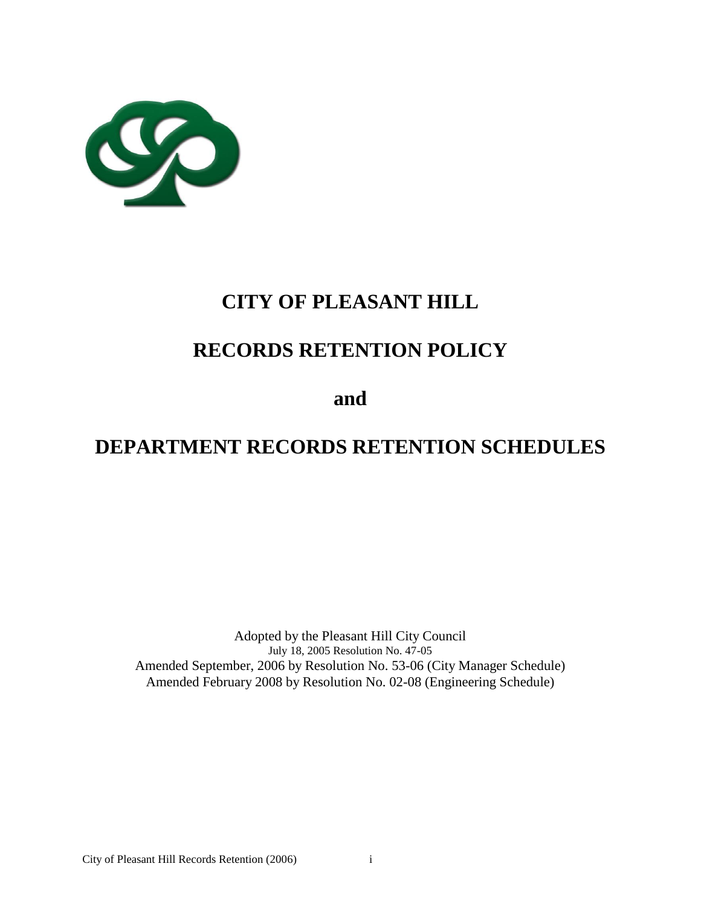# CITY OF PLEASANT HILL

# RECORDS RETENTION POLICY

# and

# DEPARTMENT RECORDS RETENTION SCHEDULES

Adopted by the Pleasant Hill City Council
July 18, 2005 Resolution No. 47-05
Amended September, 2006 by Resolution No. 53-06 (City Manager Schedule)
Amended February 2008 by Resolution No. 02-08 (Engineering Schedule)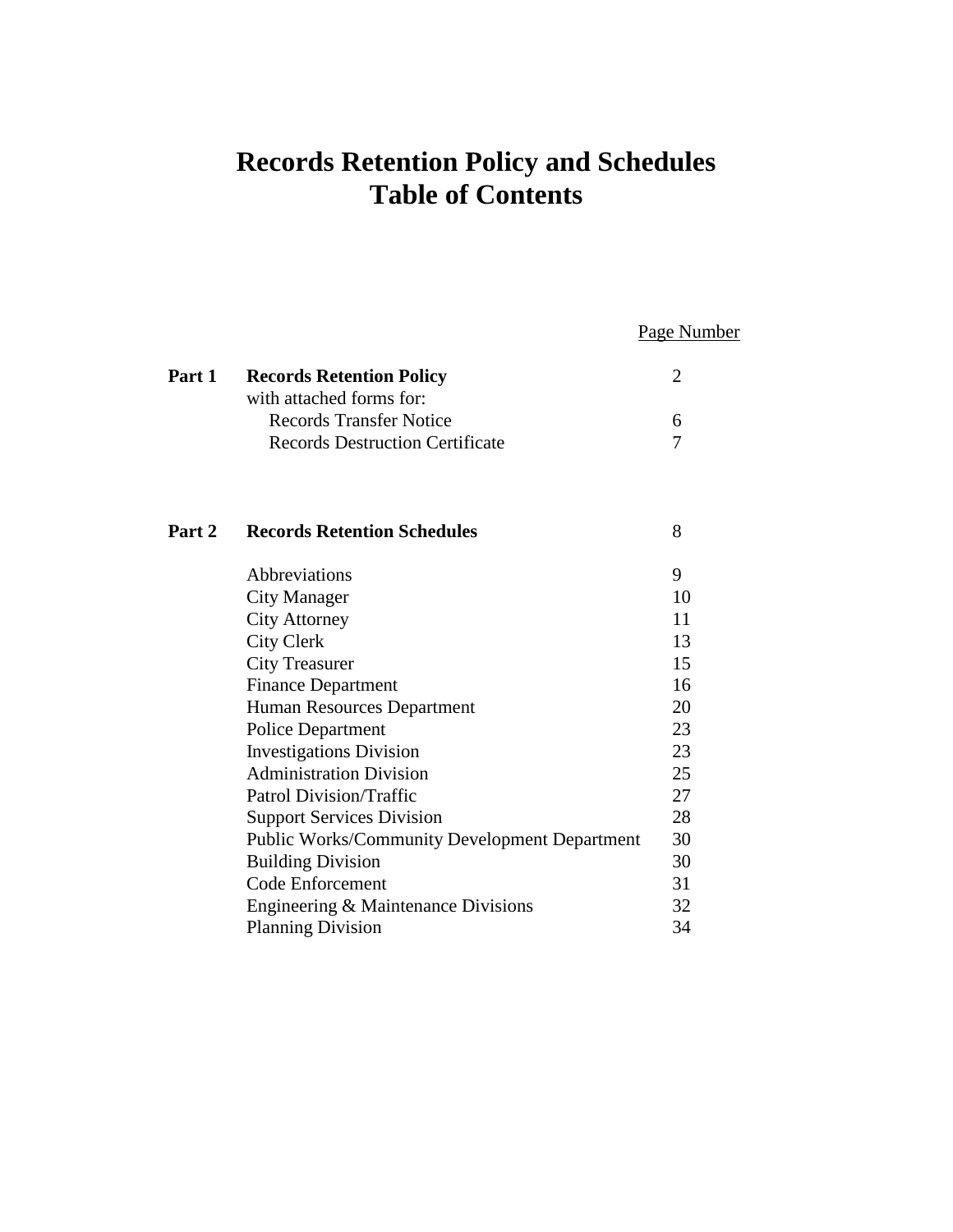# Records Retention Policy and Schedules
# Table of Contents

| | | Page Number |
|---|---|---|
| **Part 1** | **Records Retention Policy** | 2 |
| | with attached forms for: | |
| | Records Transfer Notice | 6 |
| | Records Destruction Certificate | 7 |
| **Part 2** | **Records Retention Schedules** | 8 |
| | Abbreviations | 9 |
| | City Manager | 10 |
| | City Attorney | 11 |
| | City Clerk | 13 |
| | City Treasurer | 15 |
| | Finance Department | 16 |
| | Human Resources Department | 20 |
| | Police Department | 23 |
| | Investigations Division | 23 |
| | Administration Division | 25 |
| | Patrol Division/Traffic | 27 |
| | Support Services Division | 28 |
| | Public Works/Community Development Department | 30 |
| | Building Division | 30 |
| | Code Enforcement | 31 |
| | Engineering & Maintenance Divisions | 32 |
| | Planning Division | 34 |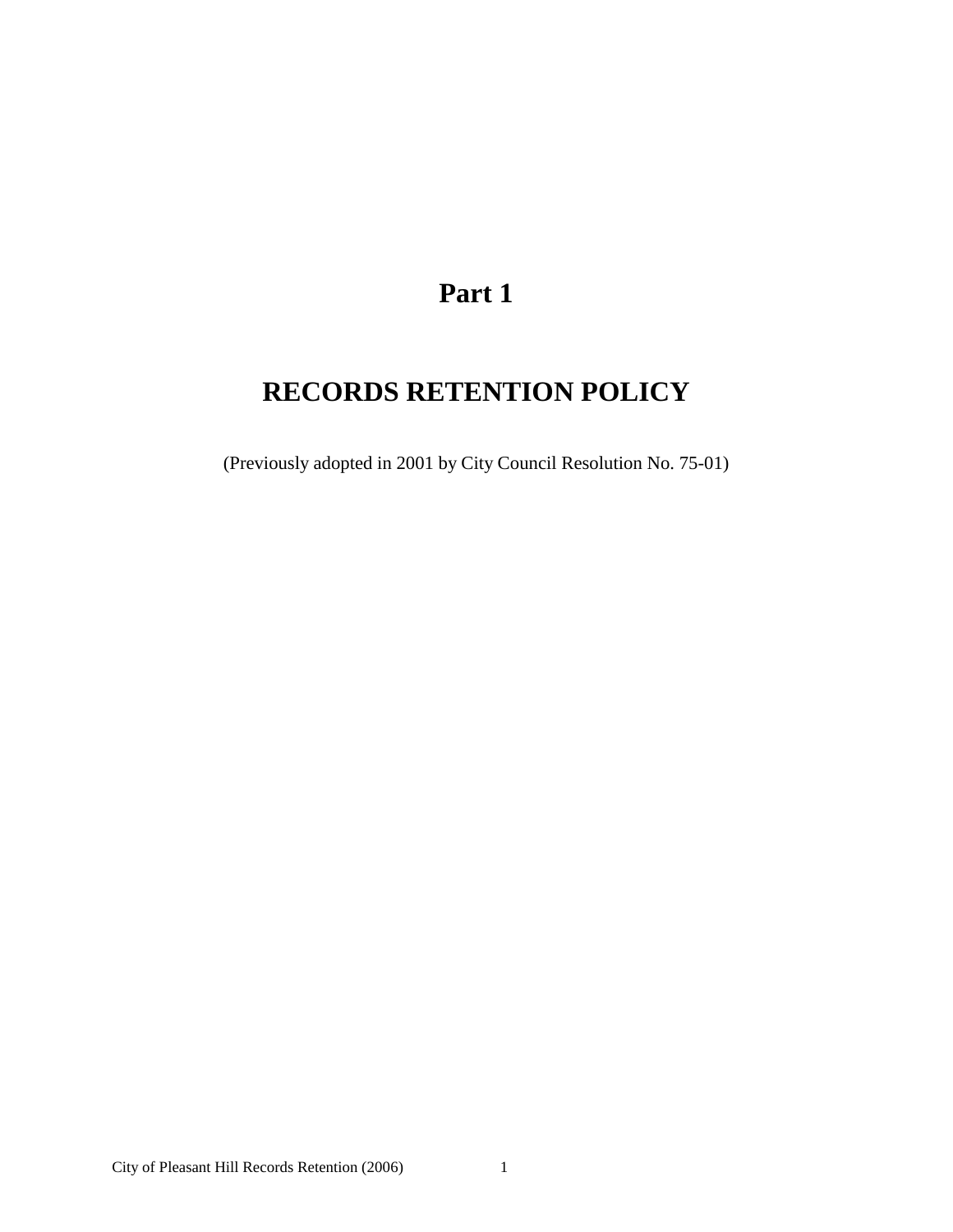# Part 1

# RECORDS RETENTION POLICY

(Previously adopted in 2001 by City Council Resolution No. 75-01)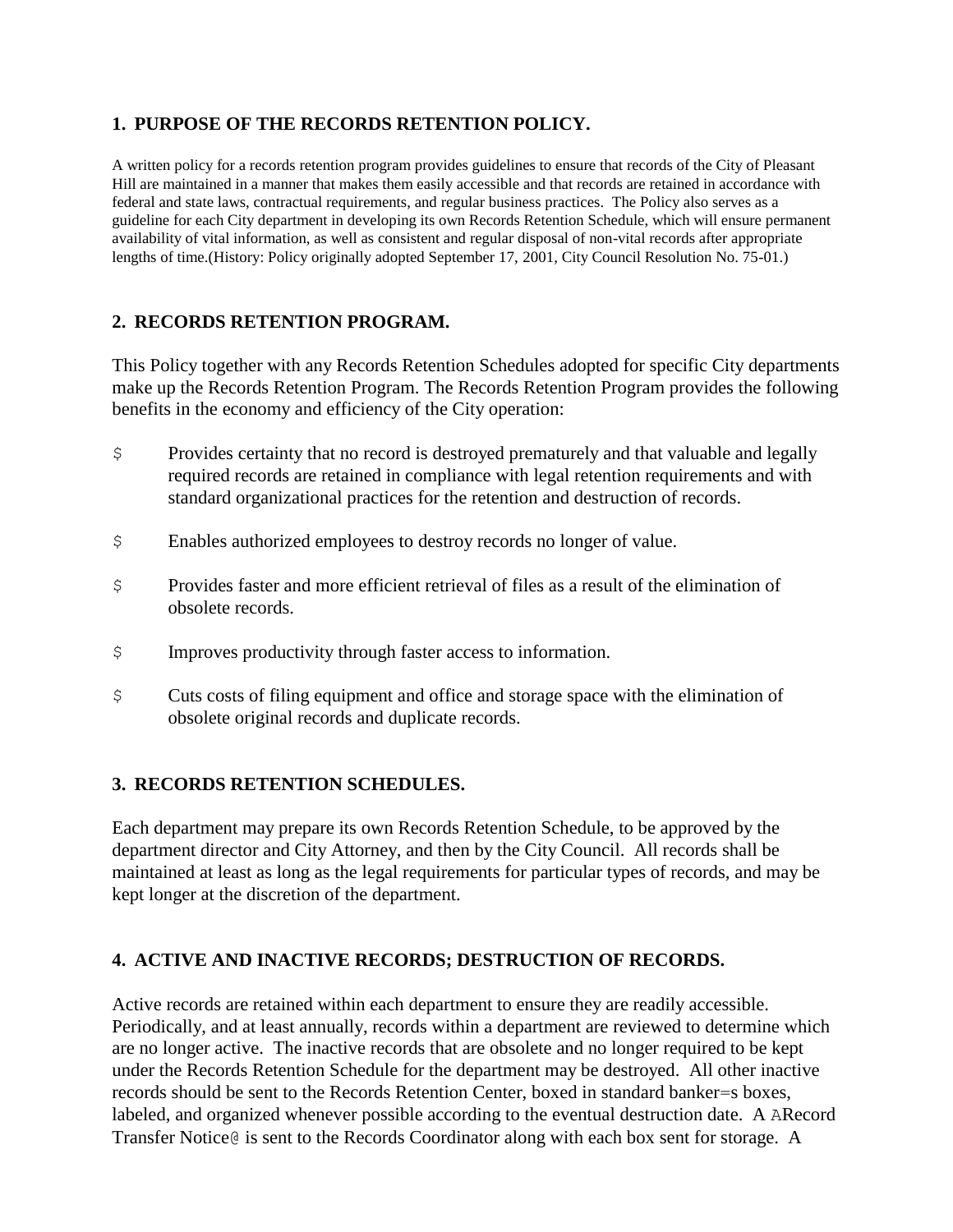## 1. PURPOSE OF THE RECORDS RETENTION POLICY.

A written policy for a records retention program provides guidelines to ensure that records of the City of Pleasant Hill are maintained in a manner that makes them easily accessible and that records are retained in accordance with federal and state laws, contractual requirements, and regular business practices. The Policy also serves as a guideline for each City department in developing its own Records Retention Schedule, which will ensure permanent availability of vital information, as well as consistent and regular disposal of non-vital records after appropriate lengths of time.(History: Policy originally adopted September 17, 2001, City Council Resolution No. 75-01.)

## 2. RECORDS RETENTION PROGRAM.

This Policy together with any Records Retention Schedules adopted for specific City departments make up the Records Retention Program. The Records Retention Program provides the following benefits in the economy and efficiency of the City operation:

$ Provides certainty that no record is destroyed prematurely and that valuable and legally required records are retained in compliance with legal retention requirements and with standard organizational practices for the retention and destruction of records.

$ Enables authorized employees to destroy records no longer of value.

$ Provides faster and more efficient retrieval of files as a result of the elimination of obsolete records.

$ Improves productivity through faster access to information.

$ Cuts costs of filing equipment and office and storage space with the elimination of obsolete original records and duplicate records.

## 3. RECORDS RETENTION SCHEDULES.

Each department may prepare its own Records Retention Schedule, to be approved by the department director and City Attorney, and then by the City Council. All records shall be maintained at least as long as the legal requirements for particular types of records, and may be kept longer at the discretion of the department.

## 4. ACTIVE AND INACTIVE RECORDS; DESTRUCTION OF RECORDS.

Active records are retained within each department to ensure they are readily accessible. Periodically, and at least annually, records within a department are reviewed to determine which are no longer active. The inactive records that are obsolete and no longer required to be kept under the Records Retention Schedule for the department may be destroyed. All other inactive records should be sent to the Records Retention Center, boxed in standard banker=s boxes, labeled, and organized whenever possible according to the eventual destruction date. A ARecord Transfer Notice@ is sent to the Records Coordinator along with each box sent for storage. A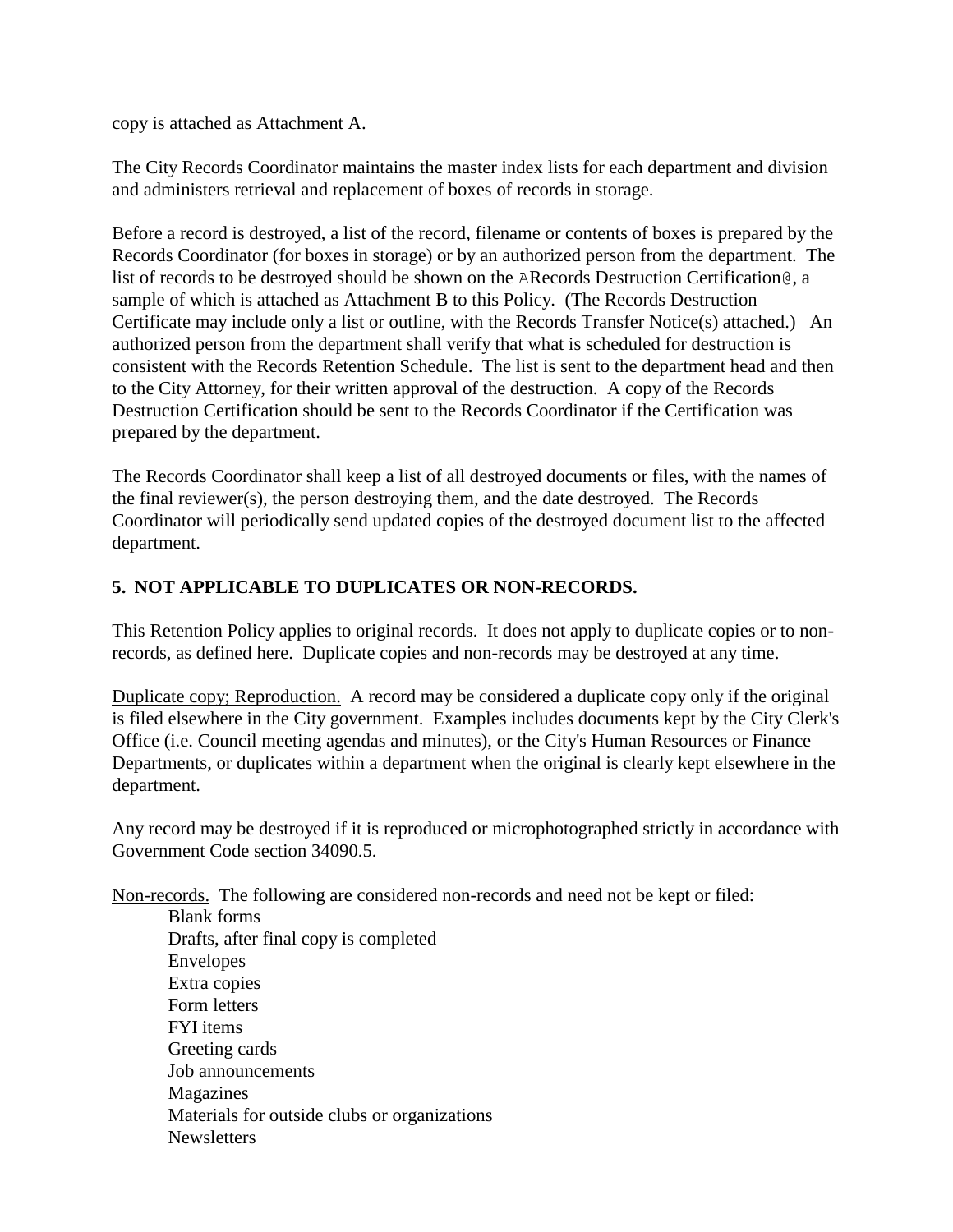copy is attached as Attachment A.

The City Records Coordinator maintains the master index lists for each department and division and administers retrieval and replacement of boxes of records in storage.

Before a record is destroyed, a list of the record, filename or contents of boxes is prepared by the Records Coordinator (for boxes in storage) or by an authorized person from the department. The list of records to be destroyed should be shown on the ARecords Destruction Certification@, a sample of which is attached as Attachment B to this Policy. (The Records Destruction Certificate may include only a list or outline, with the Records Transfer Notice(s) attached.) An authorized person from the department shall verify that what is scheduled for destruction is consistent with the Records Retention Schedule. The list is sent to the department head and then to the City Attorney, for their written approval of the destruction. A copy of the Records Destruction Certification should be sent to the Records Coordinator if the Certification was prepared by the department.

The Records Coordinator shall keep a list of all destroyed documents or files, with the names of the final reviewer(s), the person destroying them, and the date destroyed. The Records Coordinator will periodically send updated copies of the destroyed document list to the affected department.

**5. NOT APPLICABLE TO DUPLICATES OR NON-RECORDS.**

This Retention Policy applies to original records. It does not apply to duplicate copies or to non-records, as defined here. Duplicate copies and non-records may be destroyed at any time.

Duplicate copy; Reproduction. A record may be considered a duplicate copy only if the original is filed elsewhere in the City government. Examples includes documents kept by the City Clerk's Office (i.e. Council meeting agendas and minutes), or the City's Human Resources or Finance Departments, or duplicates within a department when the original is clearly kept elsewhere in the department.

Any record may be destroyed if it is reproduced or microphotographed strictly in accordance with Government Code section 34090.5.

Non-records. The following are considered non-records and need not be kept or filed:

- Blank forms
- Drafts, after final copy is completed
- Envelopes
- Extra copies
- Form letters
- FYI items
- Greeting cards
- Job announcements
- Magazines
- Materials for outside clubs or organizations
- Newsletters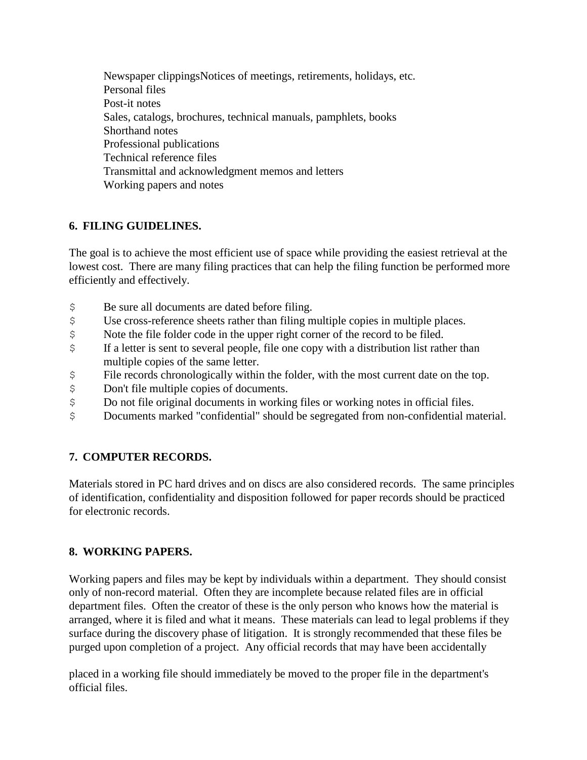Newspaper clippingsNotices of meetings, retirements, holidays, etc.
Personal files
Post-it notes
Sales, catalogs, brochures, technical manuals, pamphlets, books
Shorthand notes
Professional publications
Technical reference files
Transmittal and acknowledgment memos and letters
Working papers and notes

**6. FILING GUIDELINES.**

The goal is to achieve the most efficient use of space while providing the easiest retrieval at the lowest cost. There are many filing practices that can help the filing function be performed more efficiently and effectively.

- Be sure all documents are dated before filing.
- Use cross-reference sheets rather than filing multiple copies in multiple places.
- Note the file folder code in the upper right corner of the record to be filed.
- If a letter is sent to several people, file one copy with a distribution list rather than multiple copies of the same letter.
- File records chronologically within the folder, with the most current date on the top.
- Don't file multiple copies of documents.
- Do not file original documents in working files or working notes in official files.
- Documents marked "confidential" should be segregated from non-confidential material.

**7. COMPUTER RECORDS.**

Materials stored in PC hard drives and on discs are also considered records. The same principles of identification, confidentiality and disposition followed for paper records should be practiced for electronic records.

**8. WORKING PAPERS.**

Working papers and files may be kept by individuals within a department. They should consist only of non-record material. Often they are incomplete because related files are in official department files. Often the creator of these is the only person who knows how the material is arranged, where it is filed and what it means. These materials can lead to legal problems if they surface during the discovery phase of litigation. It is strongly recommended that these files be purged upon completion of a project. Any official records that may have been accidentally placed in a working file should immediately be moved to the proper file in the department's official files.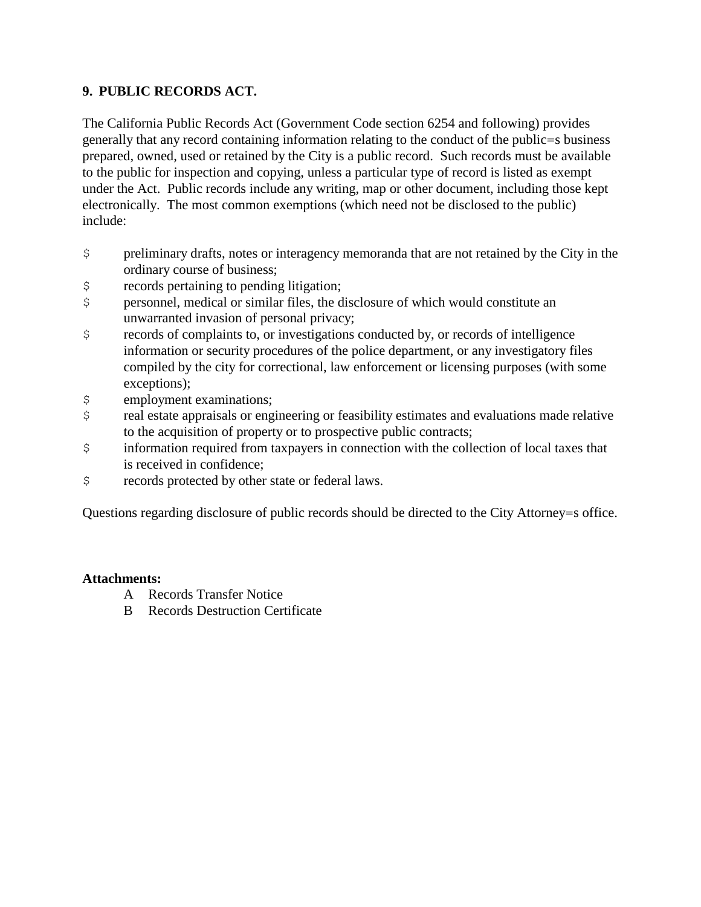## 9. PUBLIC RECORDS ACT.

The California Public Records Act (Government Code section 6254 and following) provides generally that any record containing information relating to the conduct of the public=s business prepared, owned, used or retained by the City is a public record. Such records must be available to the public for inspection and copying, unless a particular type of record is listed as exempt under the Act. Public records include any writing, map or other document, including those kept electronically. The most common exemptions (which need not be disclosed to the public) include:

- preliminary drafts, notes or interagency memoranda that are not retained by the City in the ordinary course of business;
- records pertaining to pending litigation;
- personnel, medical or similar files, the disclosure of which would constitute an unwarranted invasion of personal privacy;
- records of complaints to, or investigations conducted by, or records of intelligence information or security procedures of the police department, or any investigatory files compiled by the city for correctional, law enforcement or licensing purposes (with some exceptions);
- employment examinations;
- real estate appraisals or engineering or feasibility estimates and evaluations made relative to the acquisition of property or to prospective public contracts;
- information required from taxpayers in connection with the collection of local taxes that is received in confidence;
- records protected by other state or federal laws.

Questions regarding disclosure of public records should be directed to the City Attorney=s office.

**Attachments:**

A Records Transfer Notice

B Records Destruction Certificate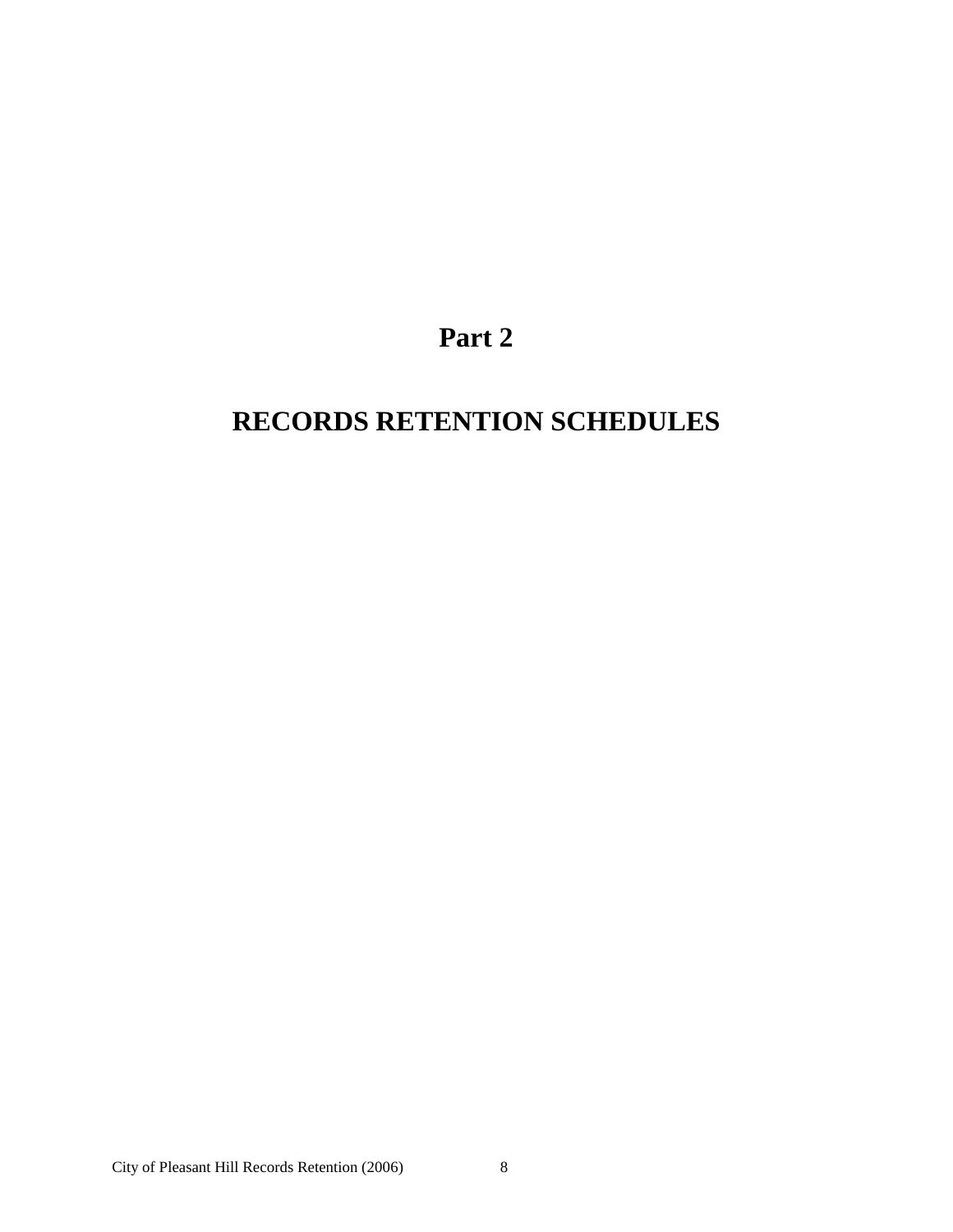# Part 2

# RECORDS RETENTION SCHEDULES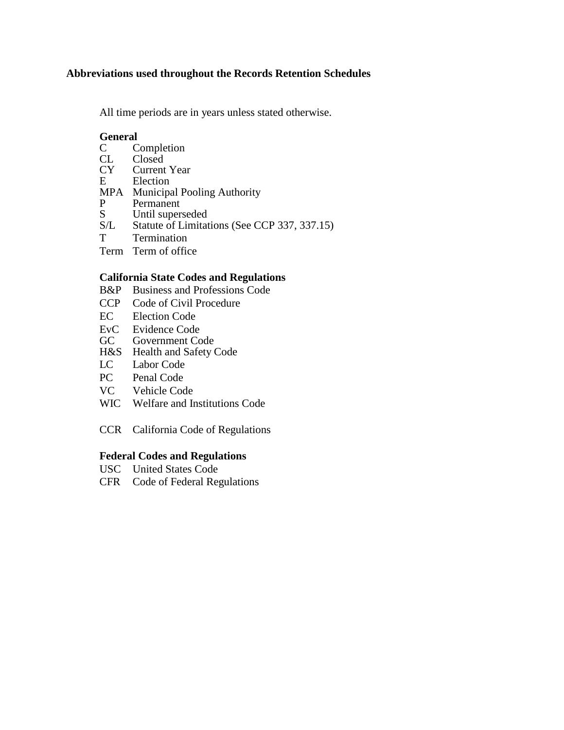## Abbreviations used throughout the Records Retention Schedules

All time periods are in years unless stated otherwise.

### General

| | |
|---|---|
| C | Completion |
| CL | Closed |
| CY | Current Year |
| E | Election |
| MPA | Municipal Pooling Authority |
| P | Permanent |
| S | Until superseded |
| S/L | Statute of Limitations (See CCP 337, 337.15) |
| T | Termination |
| Term | Term of office |

### California State Codes and Regulations

| | |
|---|---|
| B&P | Business and Professions Code |
| CCP | Code of Civil Procedure |
| EC | Election Code |
| EvC | Evidence Code |
| GC | Government Code |
| H&S | Health and Safety Code |
| LC | Labor Code |
| PC | Penal Code |
| VC | Vehicle Code |
| WIC | Welfare and Institutions Code |
| | |
| CCR | California Code of Regulations |

### Federal Codes and Regulations

| | |
|---|---|
| USC | United States Code |
| CFR | Code of Federal Regulations |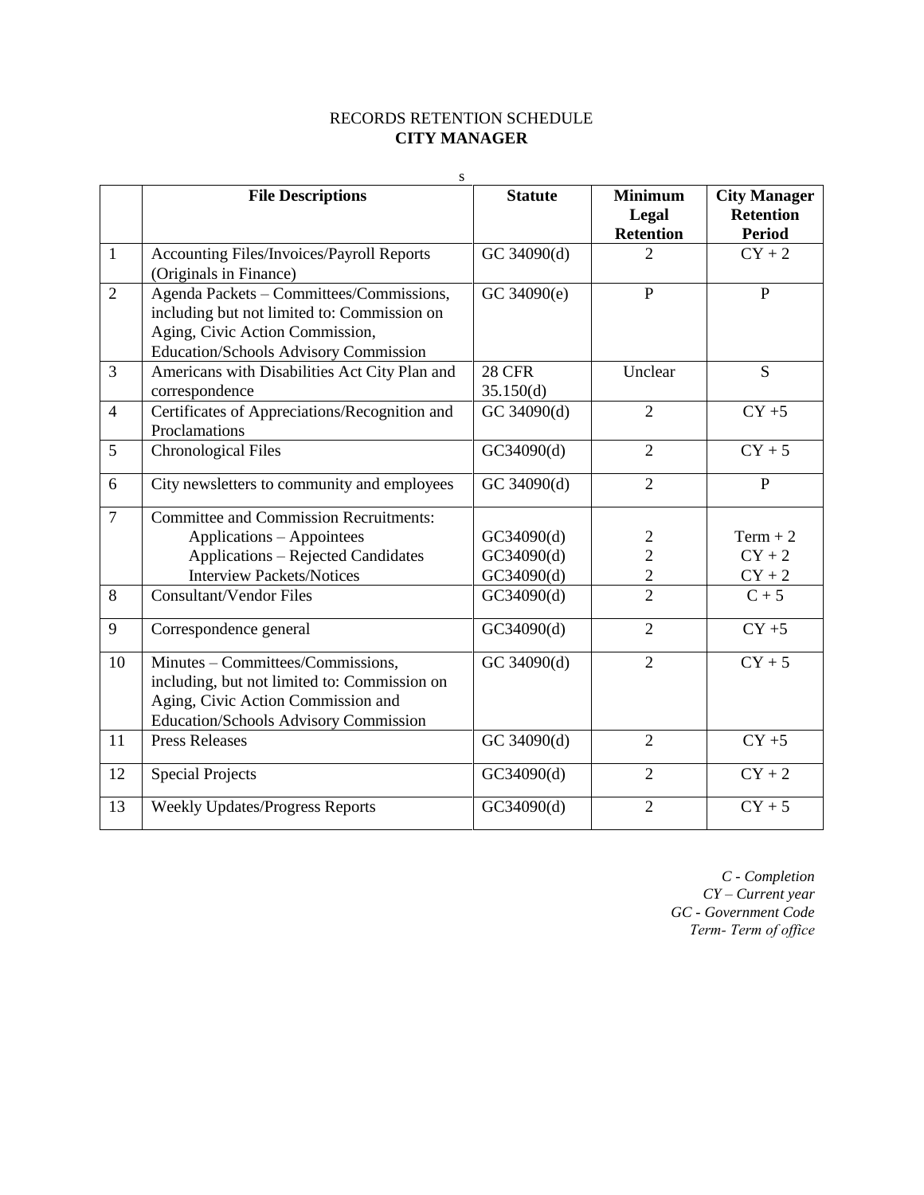RECORDS RETENTION SCHEDULE

**CITY MANAGER**

s

| | **File Descriptions** | **Statute** | **Minimum Legal Retention** | **City Manager Retention Period** |
|---|---|---|---|---|
| 1 | Accounting Files/Invoices/Payroll Reports (Originals in Finance) | GC 34090(d) | 2 | CY + 2 |
| 2 | Agenda Packets – Committees/Commissions, including but not limited to: Commission on Aging, Civic Action Commission, Education/Schools Advisory Commission | GC 34090(e) | P | P |
| 3 | Americans with Disabilities Act City Plan and correspondence | 28 CFR 35.150(d) | Unclear | S |
| 4 | Certificates of Appreciations/Recognition and Proclamations | GC 34090(d) | 2 | CY +5 |
| 5 | Chronological Files | GC34090(d) | 2 | CY + 5 |
| 6 | City newsletters to community and employees | GC 34090(d) | 2 | P |
| 7 | Committee and Commission Recruitments: | | | |
| | Applications – Appointees | GC34090(d) | 2 | Term + 2 |
| | Applications – Rejected Candidates | GC34090(d) | 2 | CY + 2 |
| | Interview Packets/Notices | GC34090(d) | 2 | CY + 2 |
| 8 | Consultant/Vendor Files | GC34090(d) | 2 | C + 5 |
| 9 | Correspondence general | GC34090(d) | 2 | CY +5 |
| 10 | Minutes – Committees/Commissions, including, but not limited to: Commission on Aging, Civic Action Commission and Education/Schools Advisory Commission | GC 34090(d) | 2 | CY + 5 |
| 11 | Press Releases | GC 34090(d) | 2 | CY +5 |
| 12 | Special Projects | GC34090(d) | 2 | CY + 2 |
| 13 | Weekly Updates/Progress Reports | GC34090(d) | 2 | CY + 5 |

*C - Completion*
*CY – Current year*
*GC - Government Code*
*Term- Term of office*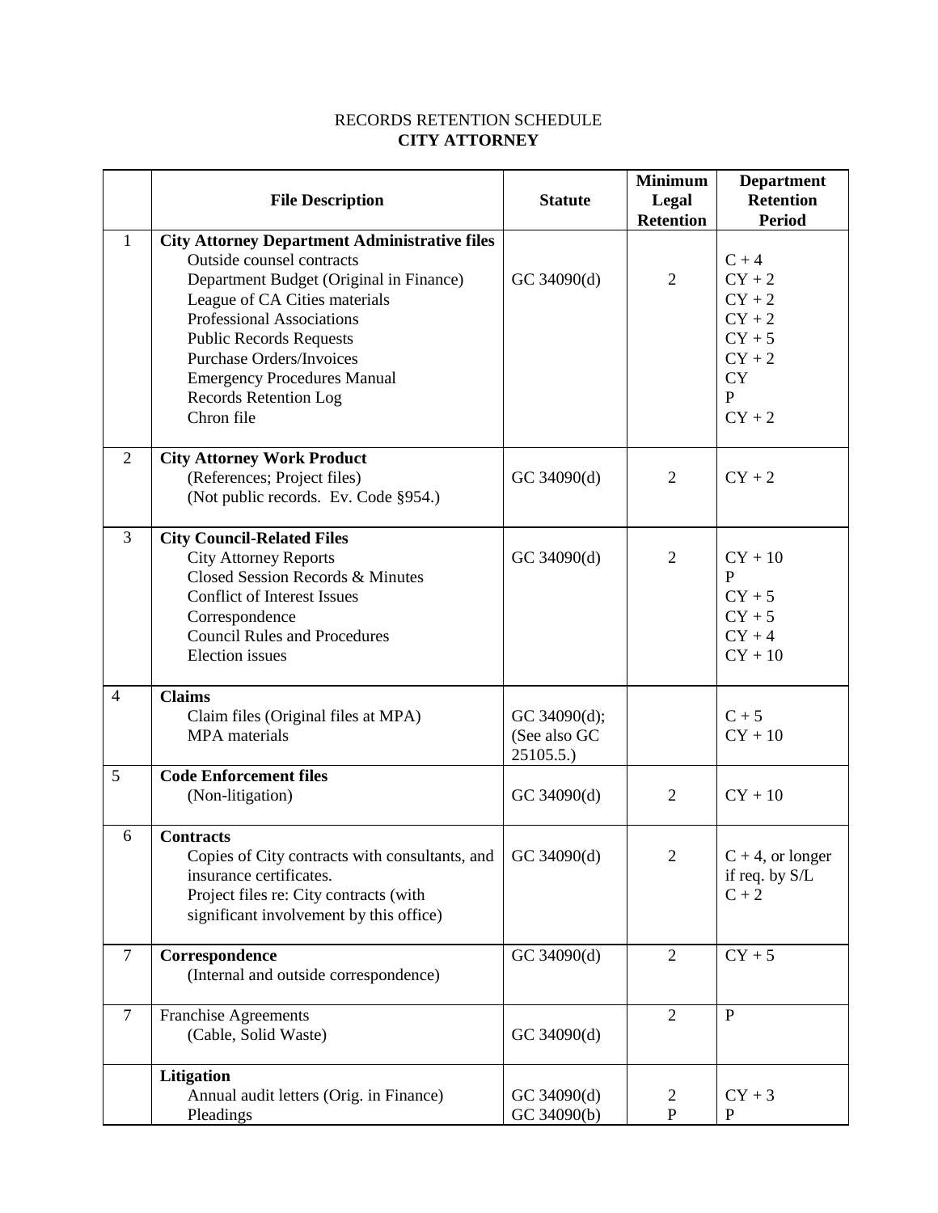RECORDS RETENTION SCHEDULE

**CITY ATTORNEY**

| | File Description | Statute | Minimum Legal Retention | Department Retention Period |
|---|---|---|---|---|
| 1 | **City Attorney Department Administrative files**<br>Outside counsel contracts<br>Department Budget (Original in Finance)<br>League of CA Cities materials<br>Professional Associations<br>Public Records Requests<br>Purchase Orders/Invoices<br>Emergency Procedures Manual<br>Records Retention Log<br>Chron file | GC 34090(d) | 2 | C + 4<br>CY + 2<br>CY + 2<br>CY + 2<br>CY + 5<br>CY + 2<br>CY<br>P<br>CY + 2 |
| 2 | **City Attorney Work Product**<br>(References; Project files)<br>(Not public records. Ev. Code §954.) | GC 34090(d) | 2 | CY + 2 |
| 3 | **City Council-Related Files**<br>City Attorney Reports<br>Closed Session Records & Minutes<br>Conflict of Interest Issues<br>Correspondence<br>Council Rules and Procedures<br>Election issues | GC 34090(d) | 2 | CY + 10<br>P<br>CY + 5<br>CY + 5<br>CY + 4<br>CY + 10 |
| 4 | **Claims**<br>Claim files (Original files at MPA)<br>MPA materials | GC 34090(d); (See also GC 25105.5.) | | C + 5<br>CY + 10 |
| 5 | **Code Enforcement files**<br>(Non-litigation) | GC 34090(d) | 2 | CY + 10 |
| 6 | **Contracts**<br>Copies of City contracts with consultants, and insurance certificates.<br>Project files re: City contracts (with significant involvement by this office) | GC 34090(d) | 2 | C + 4, or longer if req. by S/L<br>C + 2 |
| 7 | **Correspondence**<br>(Internal and outside correspondence) | GC 34090(d) | 2 | CY + 5 |
| 7 | Franchise Agreements<br>(Cable, Solid Waste) | GC 34090(d) | 2 | P |
| | **Litigation**<br>Annual audit letters (Orig. in Finance)<br>Pleadings | GC 34090(d)<br>GC 34090(b) | 2<br>P | CY + 3<br>P |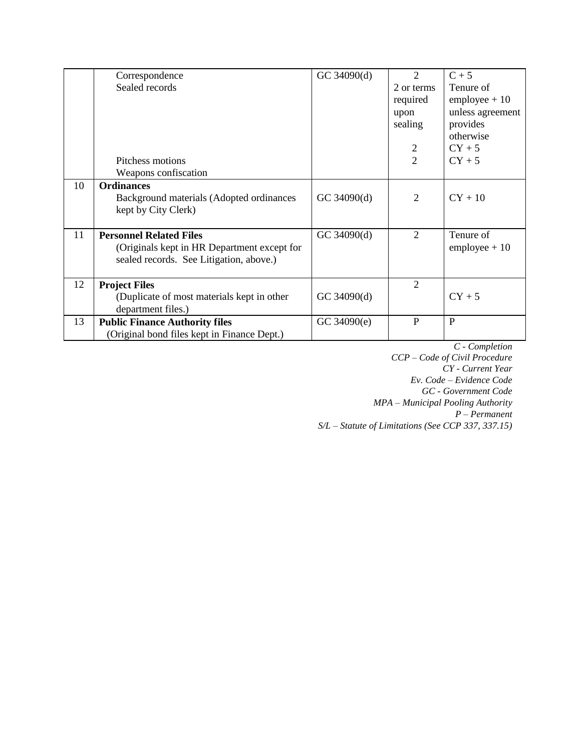| | | | | |
|---|---|---|---|---|
| | Correspondence<br>Sealed records<br><br><br><br><br><br>Pitchess motions<br>Weapons confiscation | GC 34090(d) | 2<br>2 or terms required upon sealing<br><br>2<br>2 | C + 5<br>Tenure of employee + 10 unless agreement provides otherwise<br>CY + 5<br>CY + 5 |
| 10 | **Ordinances**<br>Background materials (Adopted ordinances kept by City Clerk) | GC 34090(d) | 2 | CY + 10 |
| 11 | **Personnel Related Files**<br>(Originals kept in HR Department except for sealed records. See Litigation, above.) | GC 34090(d) | 2 | Tenure of employee + 10 |
| 12 | **Project Files**<br>(Duplicate of most materials kept in other department files.) | GC 34090(d) | 2 | CY + 5 |
| 13 | **Public Finance Authority files**<br>(Original bond files kept in Finance Dept.) | GC 34090(e) | P | P |

*C - Completion*
*CCP – Code of Civil Procedure*
*CY - Current Year*
*Ev. Code – Evidence Code*
*GC - Government Code*
*MPA – Municipal Pooling Authority*
*P – Permanent*
*S/L – Statute of Limitations (See CCP 337, 337.15)*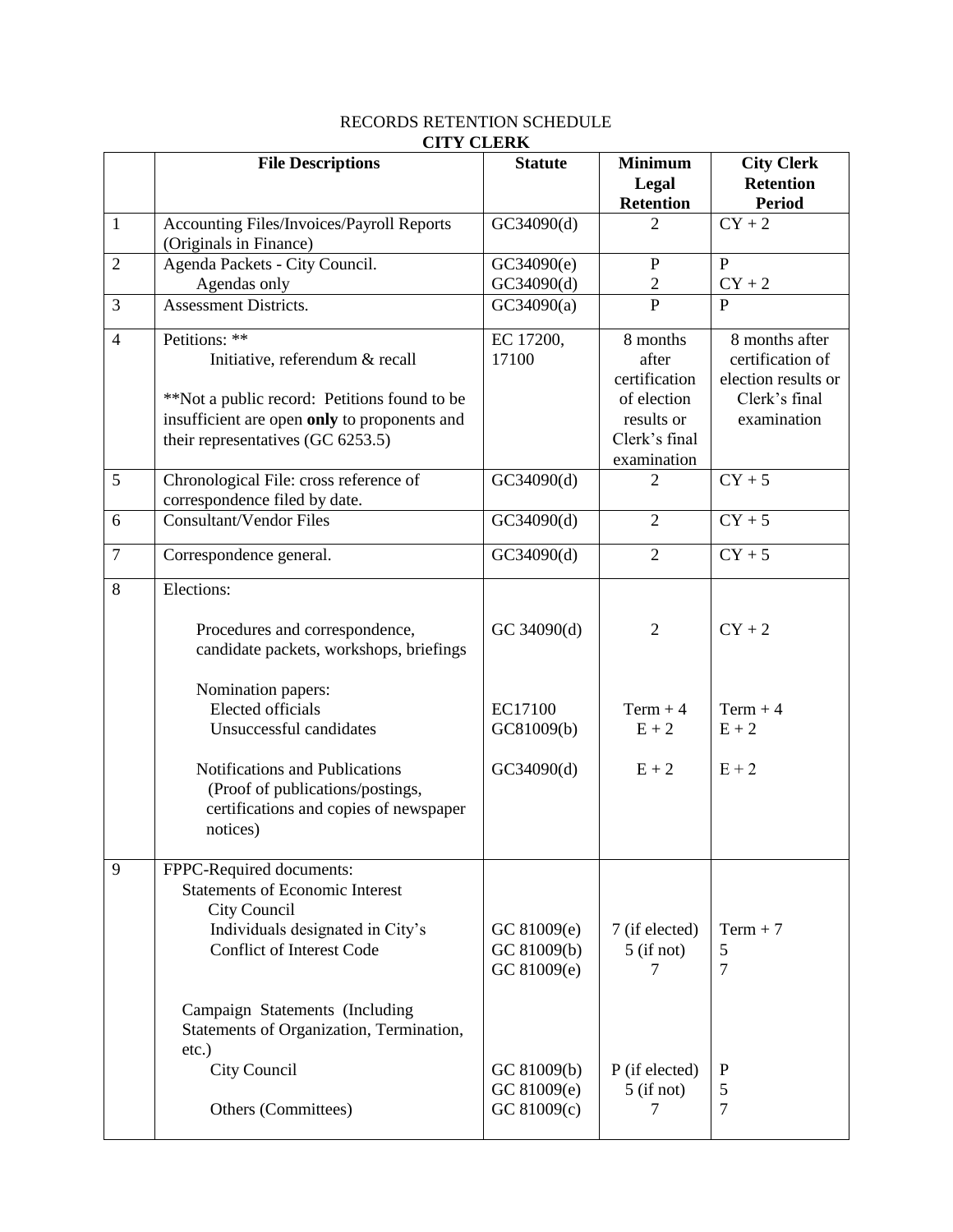RECORDS RETENTION SCHEDULE

**CITY CLERK**

| | **File Descriptions** | **Statute** | **Minimum Legal Retention** | **City Clerk Retention Period** |
|---|---|---|---|---|
| 1 | Accounting Files/Invoices/Payroll Reports (Originals in Finance) | GC34090(d) | 2 | CY + 2 |
| 2 | Agenda Packets - City Council.<br>Agendas only | GC34090(e)<br>GC34090(d) | P<br>2 | P<br>CY + 2 |
| 3 | Assessment Districts. | GC34090(a) | P | P |
| 4 | Petitions: **<br>Initiative, referendum & recall<br><br>**Not a public record: Petitions found to be insufficient are open **only** to proponents and their representatives (GC 6253.5) | EC 17200, 17100 | 8 months after certification of election results or Clerk's final examination | 8 months after certification of election results or Clerk's final examination |
| 5 | Chronological File: cross reference of correspondence filed by date. | GC34090(d) | 2 | CY + 5 |
| 6 | Consultant/Vendor Files | GC34090(d) | 2 | CY + 5 |
| 7 | Correspondence general. | GC34090(d) | 2 | CY + 5 |
| 8 | Elections:<br><br>Procedures and correspondence, candidate packets, workshops, briefings<br><br>Nomination papers:<br>Elected officials<br>Unsuccessful candidates<br><br>Notifications and Publications (Proof of publications/postings, certifications and copies of newspaper notices) | <br><br>GC 34090(d)<br><br><br>EC17100<br>GC81009(b)<br><br>GC34090(d) | <br><br>2<br><br><br>Term + 4<br>E + 2<br><br>E + 2 | <br><br>CY + 2<br><br><br>Term + 4<br>E + 2<br><br>E + 2 |
| 9 | FPPC-Required documents:<br>Statements of Economic Interest<br>City Council<br>Individuals designated in City's Conflict of Interest Code<br><br>Campaign Statements (Including Statements of Organization, Termination, etc.)<br>City Council<br><br>Others (Committees) | <br><br><br>GC 81009(e)<br>GC 81009(b)<br>GC 81009(e)<br><br><br>GC 81009(b)<br>GC 81009(e)<br>GC 81009(c) | <br><br><br>7 (if elected)<br>5 (if not)<br>7<br><br><br>P (if elected)<br>5 (if not)<br>7 | <br><br><br>Term + 7<br>5<br>7<br><br><br>P<br>5<br>7 |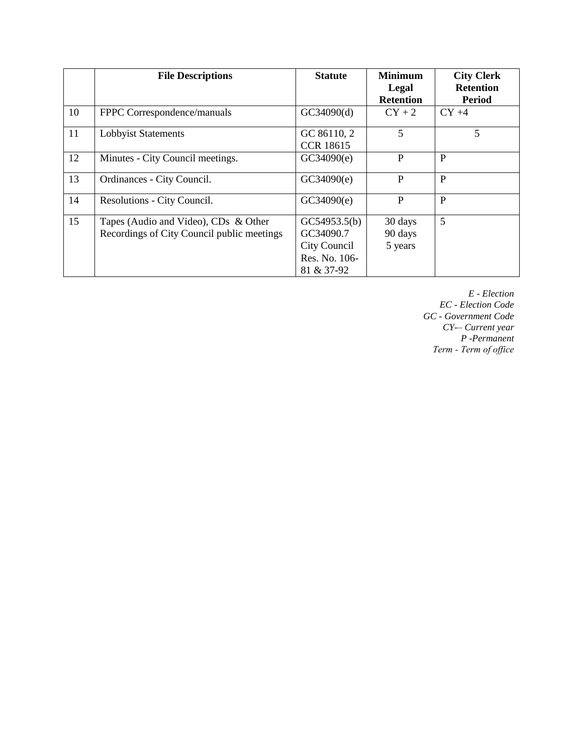|  | File Descriptions | Statute | Minimum Legal Retention | City Clerk Retention Period |
|---|---|---|---|---|
| 10 | FPPC Correspondence/manuals | GC34090(d) | CY + 2 | CY +4 |
| 11 | Lobbyist Statements | GC 86110, 2 CCR 18615 | 5 | 5 |
| 12 | Minutes - City Council meetings. | GC34090(e) | P | P |
| 13 | Ordinances - City Council. | GC34090(e) | P | P |
| 14 | Resolutions - City Council. | GC34090(e) | P | P |
| 15 | Tapes (Audio and Video), CDs & Other Recordings of City Council public meetings | GC54953.5(b) GC34090.7 City Council Res. No. 106-81 & 37-92 | 30 days 90 days 5 years | 5 |

*E - Election*
*EC - Election Code*
*GC - Government Code*
*CY— Current year*
*P -Permanent*
*Term - Term of office*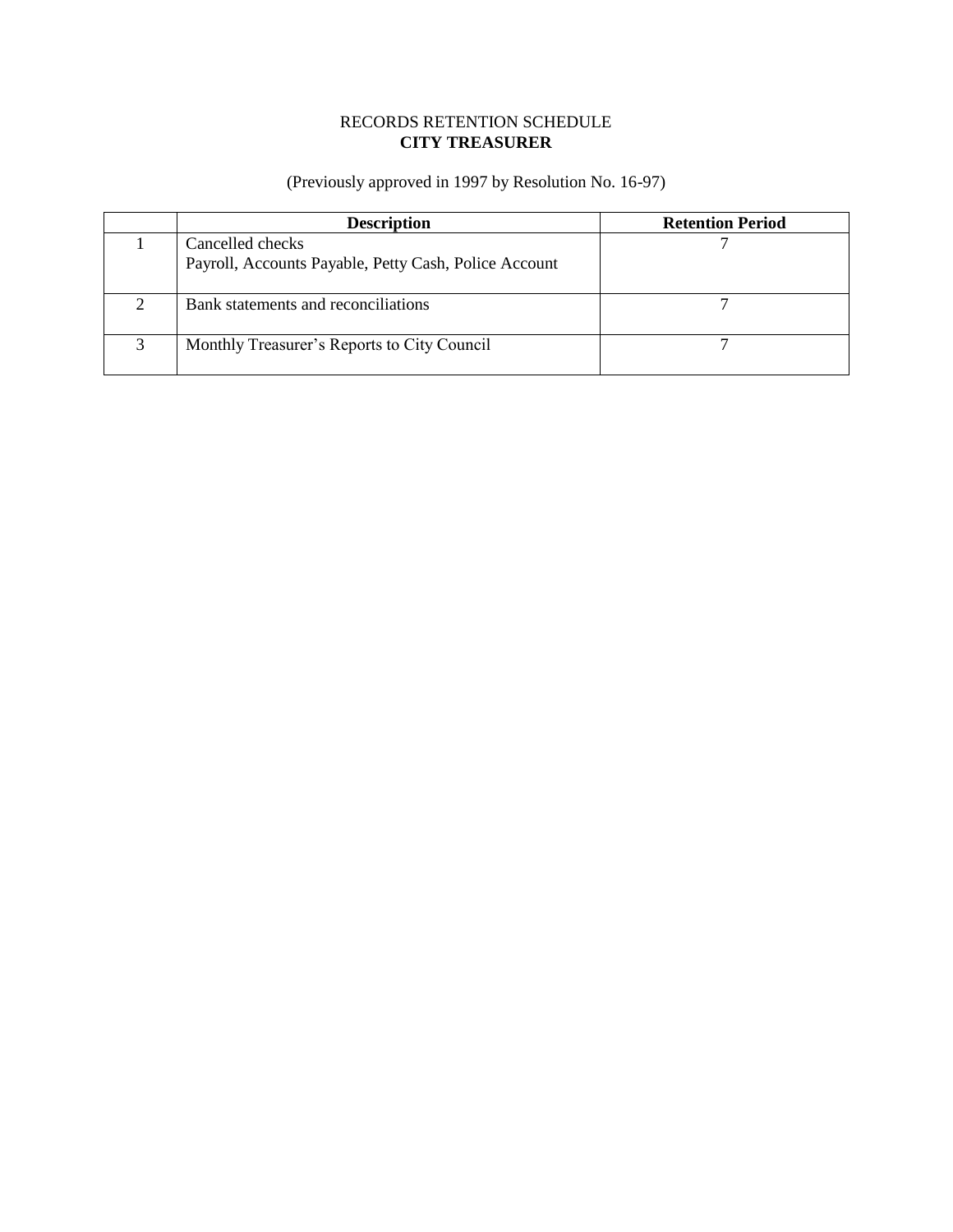RECORDS RETENTION SCHEDULE

**CITY TREASURER**

(Previously approved in 1997 by Resolution No. 16-97)

| | Description | Retention Period |
|---|---|---|
| 1 | Cancelled checks<br>Payroll, Accounts Payable, Petty Cash, Police Account | 7 |
| 2 | Bank statements and reconciliations | 7 |
| 3 | Monthly Treasurer's Reports to City Council | 7 |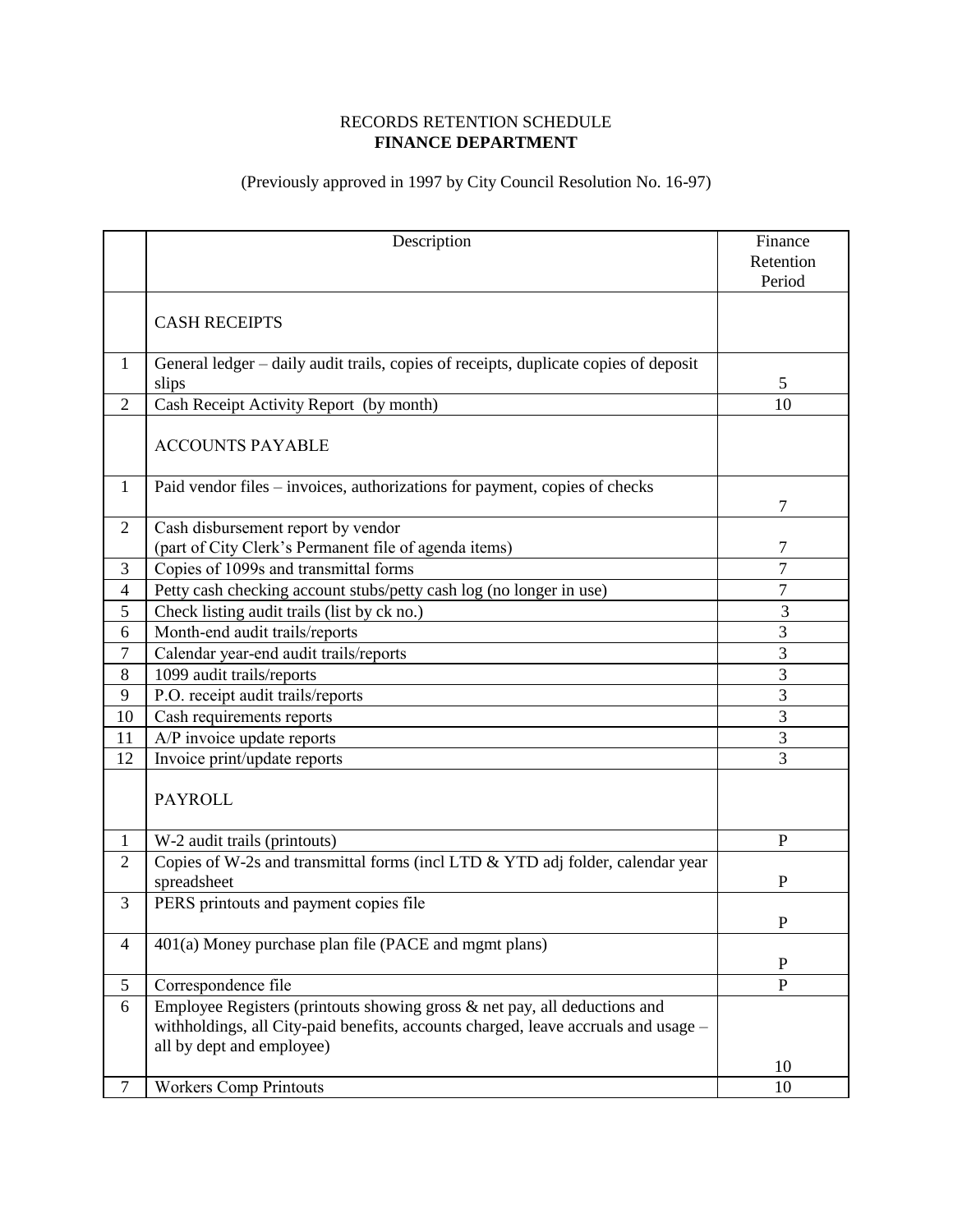RECORDS RETENTION SCHEDULE

**FINANCE DEPARTMENT**

(Previously approved in 1997 by City Council Resolution No. 16-97)

| | Description | Finance Retention Period |
|---|---|---|
| | CASH RECEIPTS | |
| 1 | General ledger – daily audit trails, copies of receipts, duplicate copies of deposit slips | 5 |
| 2 | Cash Receipt Activity Report (by month) | 10 |
| | ACCOUNTS PAYABLE | |
| 1 | Paid vendor files – invoices, authorizations for payment, copies of checks | 7 |
| 2 | Cash disbursement report by vendor (part of City Clerk's Permanent file of agenda items) | 7 |
| 3 | Copies of 1099s and transmittal forms | 7 |
| 4 | Petty cash checking account stubs/petty cash log (no longer in use) | 7 |
| 5 | Check listing audit trails (list by ck no.) | 3 |
| 6 | Month-end audit trails/reports | 3 |
| 7 | Calendar year-end audit trails/reports | 3 |
| 8 | 1099 audit trails/reports | 3 |
| 9 | P.O. receipt audit trails/reports | 3 |
| 10 | Cash requirements reports | 3 |
| 11 | A/P invoice update reports | 3 |
| 12 | Invoice print/update reports | 3 |
| | PAYROLL | |
| 1 | W-2 audit trails (printouts) | P |
| 2 | Copies of W-2s and transmittal forms (incl LTD & YTD adj folder, calendar year spreadsheet | P |
| 3 | PERS printouts and payment copies file | P |
| 4 | 401(a) Money purchase plan file (PACE and mgmt plans) | P |
| 5 | Correspondence file | P |
| 6 | Employee Registers (printouts showing gross & net pay, all deductions and withholdings, all City-paid benefits, accounts charged, leave accruals and usage – all by dept and employee) | 10 |
| 7 | Workers Comp Printouts | 10 |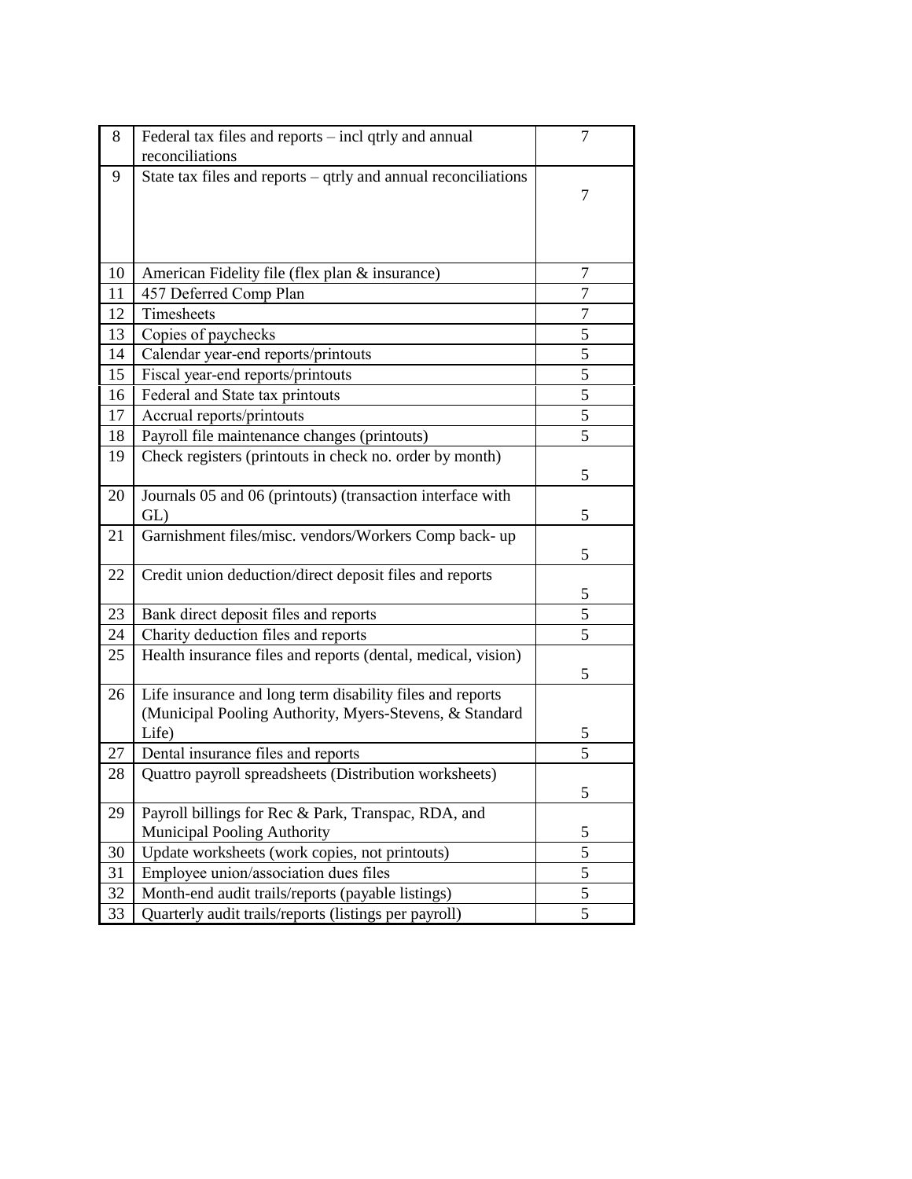| 8 | Federal tax files and reports – incl qtrly and annual reconciliations | 7 |
|---|---|---|
| 9 | State tax files and reports – qtrly and annual reconciliations | 7 |
| 10 | American Fidelity file (flex plan & insurance) | 7 |
| 11 | 457 Deferred Comp Plan | 7 |
| 12 | Timesheets | 7 |
| 13 | Copies of paychecks | 5 |
| 14 | Calendar year-end reports/printouts | 5 |
| 15 | Fiscal year-end reports/printouts | 5 |
| 16 | Federal and State tax printouts | 5 |
| 17 | Accrual reports/printouts | 5 |
| 18 | Payroll file maintenance changes (printouts) | 5 |
| 19 | Check registers (printouts in check no. order by month) | 5 |
| 20 | Journals 05 and 06 (printouts) (transaction interface with GL) | 5 |
| 21 | Garnishment files/misc. vendors/Workers Comp back- up | 5 |
| 22 | Credit union deduction/direct deposit files and reports | 5 |
| 23 | Bank direct deposit files and reports | 5 |
| 24 | Charity deduction files and reports | 5 |
| 25 | Health insurance files and reports (dental, medical, vision) | 5 |
| 26 | Life insurance and long term disability files and reports (Municipal Pooling Authority, Myers-Stevens, & Standard Life) | 5 |
| 27 | Dental insurance files and reports | 5 |
| 28 | Quattro payroll spreadsheets (Distribution worksheets) | 5 |
| 29 | Payroll billings for Rec & Park, Transpac, RDA, and Municipal Pooling Authority | 5 |
| 30 | Update worksheets (work copies, not printouts) | 5 |
| 31 | Employee union/association dues files | 5 |
| 32 | Month-end audit trails/reports (payable listings) | 5 |
| 33 | Quarterly audit trails/reports (listings per payroll) | 5 |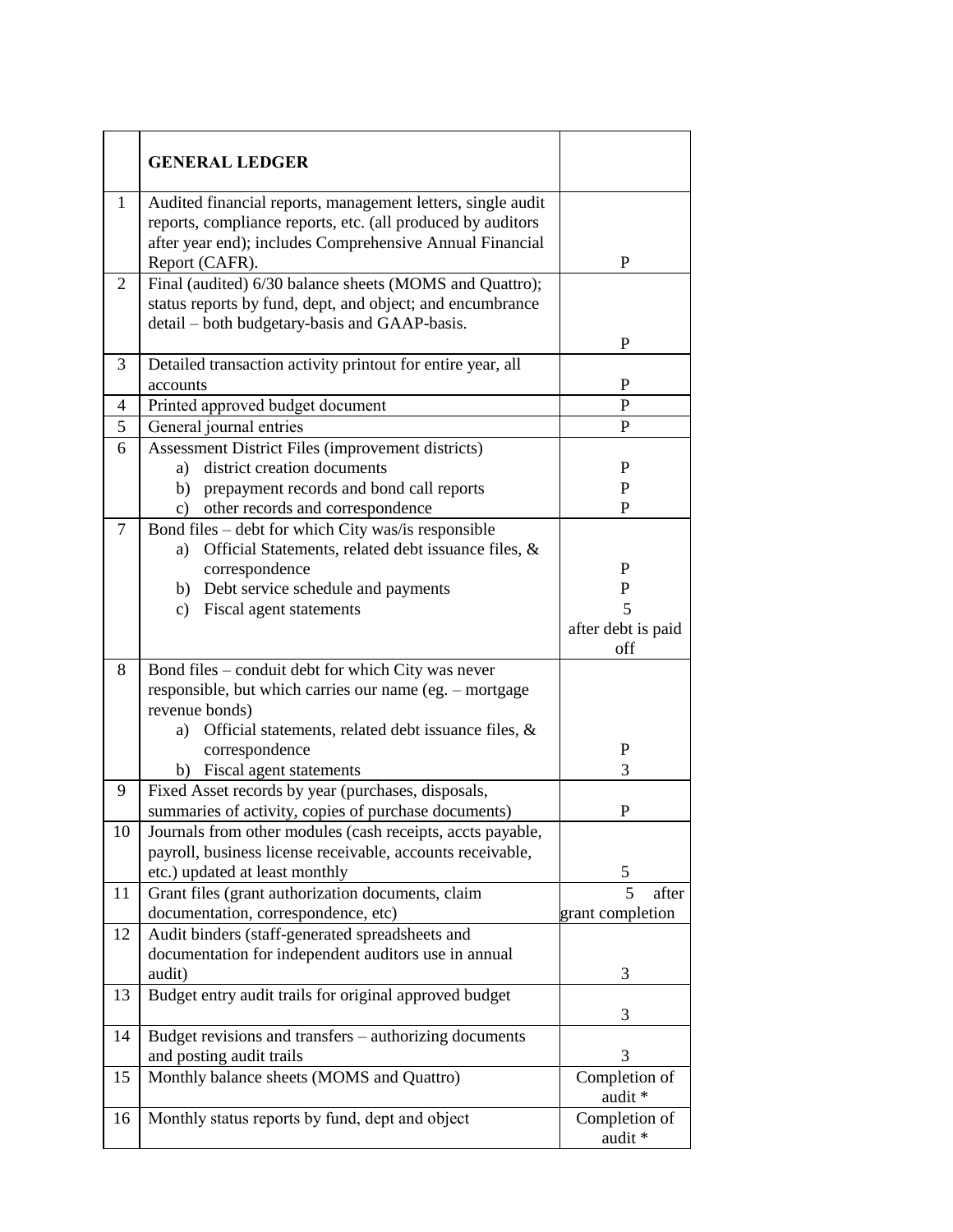|  | **GENERAL LEDGER** |  |
|---|---|---|
| 1 | Audited financial reports, management letters, single audit reports, compliance reports, etc. (all produced by auditors after year end); includes Comprehensive Annual Financial Report (CAFR). | P |
| 2 | Final (audited) 6/30 balance sheets (MOMS and Quattro); status reports by fund, dept, and object; and encumbrance detail – both budgetary-basis and GAAP-basis. | P |
| 3 | Detailed transaction activity printout for entire year, all accounts | P |
| 4 | Printed approved budget document | P |
| 5 | General journal entries | P |
| 6 | Assessment District Files (improvement districts)<br>a) district creation documents<br>b) prepayment records and bond call reports<br>c) other records and correspondence | <br>P<br>P<br>P |
| 7 | Bond files – debt for which City was/is responsible<br>a) Official Statements, related debt issuance files, & correspondence<br>b) Debt service schedule and payments<br>c) Fiscal agent statements | <br>P<br>P<br>5 after debt is paid off |
| 8 | Bond files – conduit debt for which City was never responsible, but which carries our name (eg. – mortgage revenue bonds)<br>a) Official statements, related debt issuance files, & correspondence<br>b) Fiscal agent statements | <br>P<br>3 |
| 9 | Fixed Asset records by year (purchases, disposals, summaries of activity, copies of purchase documents) | P |
| 10 | Journals from other modules (cash receipts, accts payable, payroll, business license receivable, accounts receivable, etc.) updated at least monthly | 5 |
| 11 | Grant files (grant authorization documents, claim documentation, correspondence, etc) | 5 after grant completion |
| 12 | Audit binders (staff-generated spreadsheets and documentation for independent auditors use in annual audit) | 3 |
| 13 | Budget entry audit trails for original approved budget | 3 |
| 14 | Budget revisions and transfers – authorizing documents and posting audit trails | 3 |
| 15 | Monthly balance sheets (MOMS and Quattro) | Completion of audit * |
| 16 | Monthly status reports by fund, dept and object | Completion of audit * |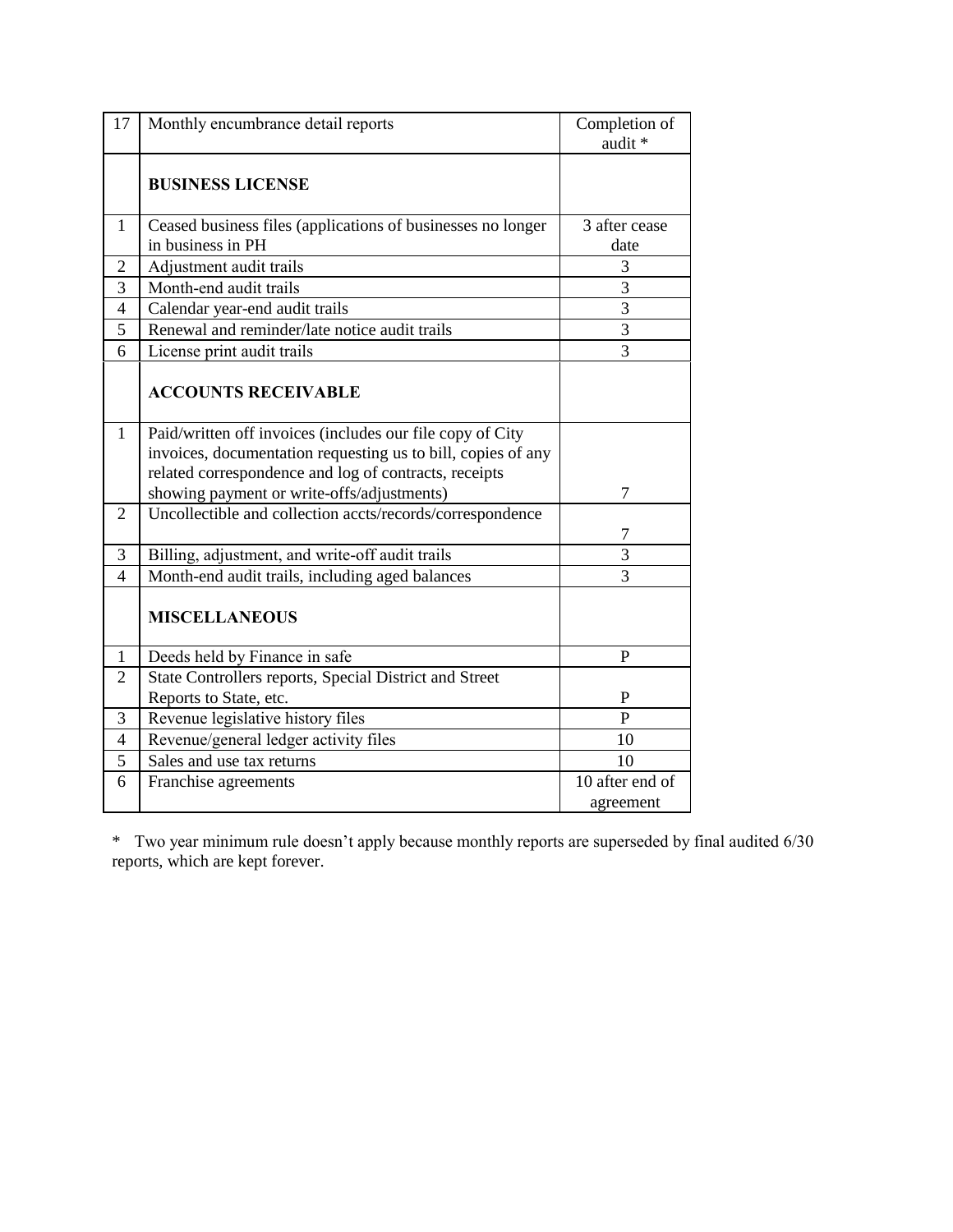| | | |
|---|---|---|
| 17 | Monthly encumbrance detail reports | Completion of audit * |
| | **BUSINESS LICENSE** | |
| 1 | Ceased business files (applications of businesses no longer in business in PH | 3 after cease date |
| 2 | Adjustment audit trails | 3 |
| 3 | Month-end audit trails | 3 |
| 4 | Calendar year-end audit trails | 3 |
| 5 | Renewal and reminder/late notice audit trails | 3 |
| 6 | License print audit trails | 3 |
| | **ACCOUNTS RECEIVABLE** | |
| 1 | Paid/written off invoices (includes our file copy of City invoices, documentation requesting us to bill, copies of any related correspondence and log of contracts, receipts showing payment or write-offs/adjustments) | 7 |
| 2 | Uncollectible and collection accts/records/correspondence | 7 |
| 3 | Billing, adjustment, and write-off audit trails | 3 |
| 4 | Month-end audit trails, including aged balances | 3 |
| | **MISCELLANEOUS** | |
| 1 | Deeds held by Finance in safe | P |
| 2 | State Controllers reports, Special District and Street Reports to State, etc. | P |
| 3 | Revenue legislative history files | P |
| 4 | Revenue/general ledger activity files | 10 |
| 5 | Sales and use tax returns | 10 |
| 6 | Franchise agreements | 10 after end of agreement |

* Two year minimum rule doesn't apply because monthly reports are superseded by final audited 6/30 reports, which are kept forever.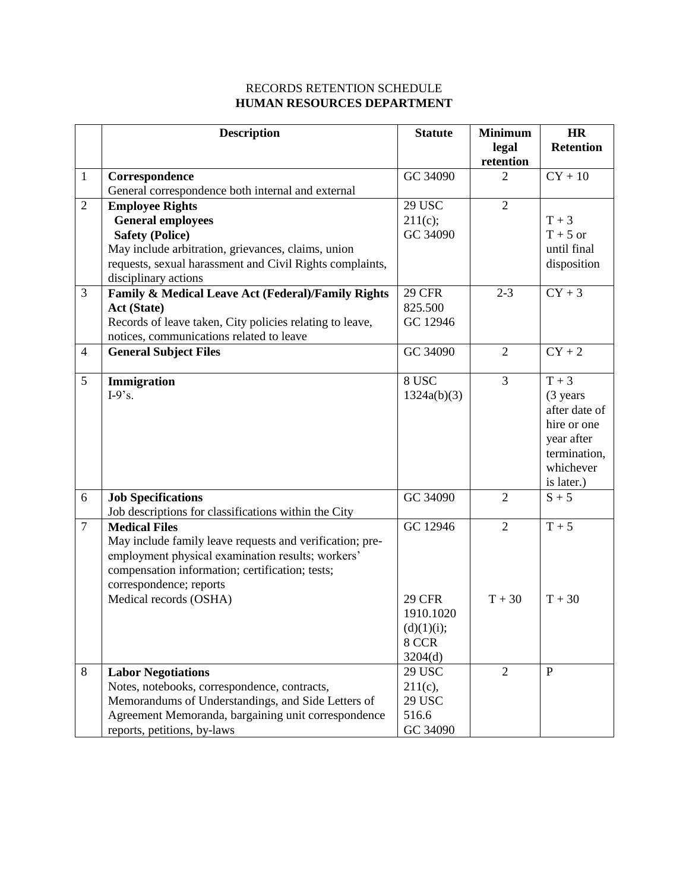RECORDS RETENTION SCHEDULE

**HUMAN RESOURCES DEPARTMENT**

| | Description | Statute | Minimum legal retention | HR Retention |
|---|---|---|---|---|
| 1 | **Correspondence**<br>General correspondence both internal and external | GC 34090 | 2 | CY + 10 |
| 2 | **Employee Rights**<br>**General employees**<br>**Safety (Police)**<br>May include arbitration, grievances, claims, union requests, sexual harassment and Civil Rights complaints, disciplinary actions | 29 USC 211(c);<br>GC 34090 | 2 | T + 3<br>T + 5 or until final disposition |
| 3 | **Family & Medical Leave Act (Federal)/Family Rights Act (State)**<br>Records of leave taken, City policies relating to leave, notices, communications related to leave | 29 CFR 825.500<br>GC 12946 | 2-3 | CY + 3 |
| 4 | **General Subject Files** | GC 34090 | 2 | CY + 2 |
| 5 | **Immigration**<br>I-9's. | 8 USC 1324a(b)(3) | 3 | T + 3 (3 years after date of hire or one year after termination, whichever is later.) |
| 6 | **Job Specifications**<br>Job descriptions for classifications within the City | GC 34090 | 2 | S + 5 |
| 7 | **Medical Files**<br>May include family leave requests and verification; pre-employment physical examination results; workers' compensation information; certification; tests; correspondence; reports<br>Medical records (OSHA) | GC 12946<br><br>29 CFR 1910.1020 (d)(1)(i);<br>8 CCR 3204(d) | 2<br><br>T + 30 | T + 5<br><br>T + 30 |
| 8 | **Labor Negotiations**<br>Notes, notebooks, correspondence, contracts, Memorandums of Understandings, and Side Letters of Agreement Memoranda, bargaining unit correspondence reports, petitions, by-laws | 29 USC 211(c),<br>29 USC 516.6<br>GC 34090 | 2 | P |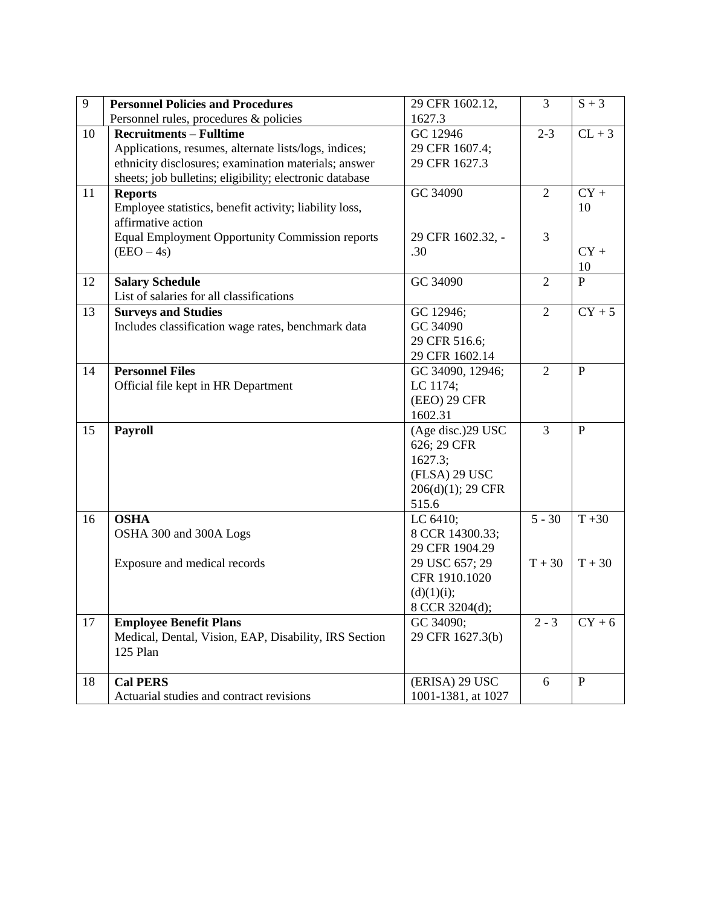| 9 | **Personnel Policies and Procedures**<br>Personnel rules, procedures & policies | 29 CFR 1602.12, 1627.3 | 3 | S + 3 |
|---|---|---|---|---|
| 10 | **Recruitments – Fulltime**<br>Applications, resumes, alternate lists/logs, indices; ethnicity disclosures; examination materials; answer sheets; job bulletins; eligibility; electronic database | GC 12946<br>29 CFR 1607.4;<br>29 CFR 1627.3 | 2-3 | CL + 3 |
| 11 | **Reports**<br>Employee statistics, benefit activity; liability loss, affirmative action<br>Equal Employment Opportunity Commission reports (EEO – 4s) | GC 34090<br><br>29 CFR 1602.32, -.30 | 2<br><br>3 | CY + 10<br><br>CY + 10 |
| 12 | **Salary Schedule**<br>List of salaries for all classifications | GC 34090 | 2 | P |
| 13 | **Surveys and Studies**<br>Includes classification wage rates, benchmark data | GC 12946;<br>GC 34090<br>29 CFR 516.6;<br>29 CFR 1602.14 | 2 | CY + 5 |
| 14 | **Personnel Files**<br>Official file kept in HR Department | GC 34090, 12946;<br>LC 1174;<br>(EEO) 29 CFR 1602.31 | 2 | P |
| 15 | **Payroll** | (Age disc.)29 USC 626; 29 CFR 1627.3;<br>(FLSA) 29 USC 206(d)(1); 29 CFR 515.6 | 3 | P |
| 16 | **OSHA**<br>OSHA 300 and 300A Logs<br><br>Exposure and medical records | LC 6410;<br>8 CCR 14300.33;<br>29 CFR 1904.29<br>29 USC 657; 29 CFR 1910.1020 (d)(1)(i);<br>8 CCR 3204(d); | 5 - 30<br><br>T + 30 | T +30<br><br>T + 30 |
| 17 | **Employee Benefit Plans**<br>Medical, Dental, Vision, EAP, Disability, IRS Section 125 Plan | GC 34090;<br>29 CFR 1627.3(b) | 2 - 3 | CY + 6 |
| 18 | **Cal PERS**<br>Actuarial studies and contract revisions | (ERISA) 29 USC 1001-1381, at 1027 | 6 | P |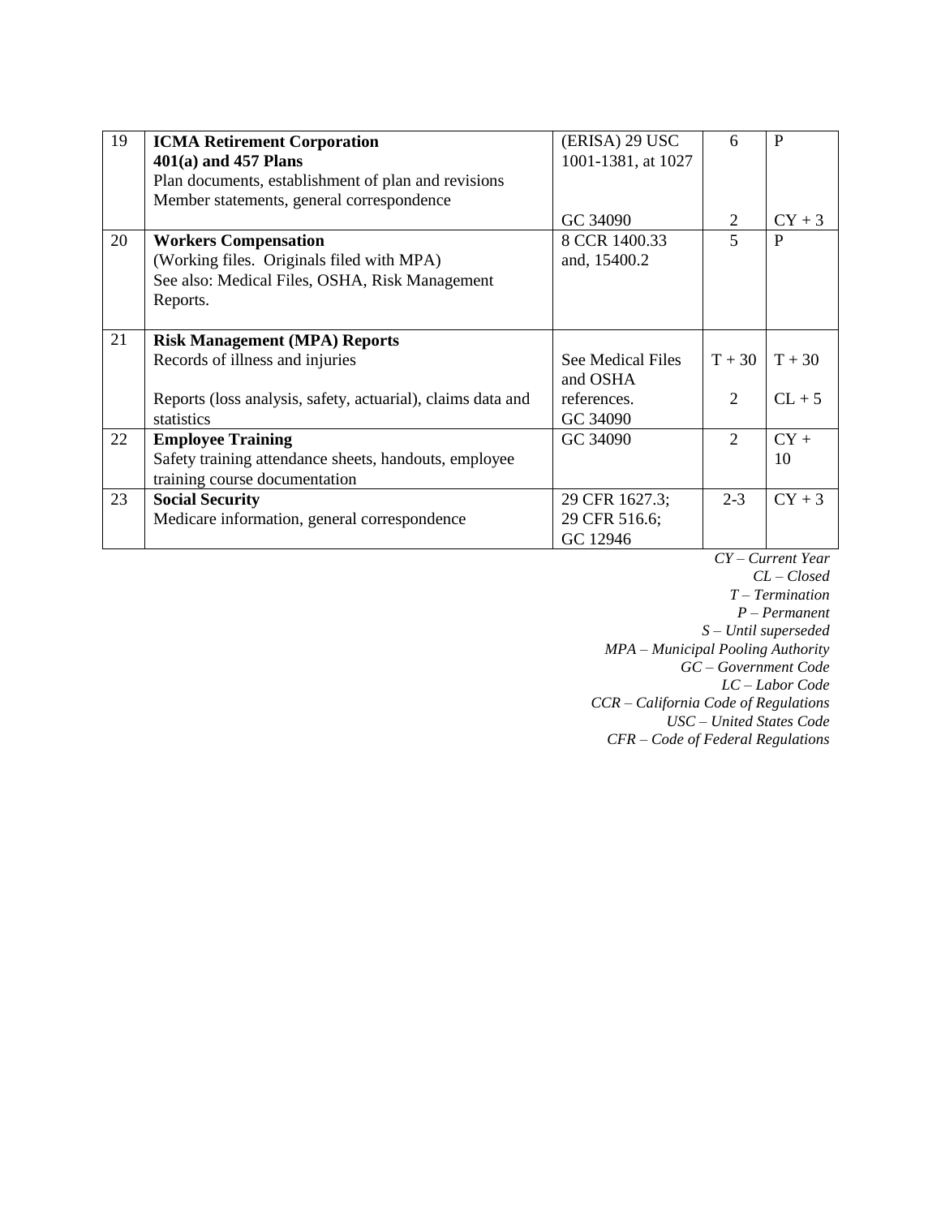| 19 | **ICMA Retirement Corporation**<br>**401(a) and 457 Plans**<br>Plan documents, establishment of plan and revisions<br>Member statements, general correspondence | (ERISA) 29 USC 1001-1381, at 1027<br><br>GC 34090 | 6<br><br>2 | P<br><br>CY + 3 |
|---|---|---|---|---|
| 20 | **Workers Compensation**<br>(Working files. Originals filed with MPA)<br>See also: Medical Files, OSHA, Risk Management Reports. | 8 CCR 1400.33 and, 15400.2 | 5 | P |
| 21 | **Risk Management (MPA) Reports**<br>Records of illness and injuries<br><br>Reports (loss analysis, safety, actuarial), claims data and statistics | See Medical Files and OSHA references.<br>GC 34090 | T + 30<br><br>2 | T + 30<br><br>CL + 5 |
| 22 | **Employee Training**<br>Safety training attendance sheets, handouts, employee training course documentation | GC 34090 | 2 | CY + 10 |
| 23 | **Social Security**<br>Medicare information, general correspondence | 29 CFR 1627.3;<br>29 CFR 516.6;<br>GC 12946 | 2-3 | CY + 3 |

*CY – Current Year*
*CL – Closed*
*T – Termination*
*P – Permanent*
*S – Until superseded*
*MPA – Municipal Pooling Authority*
*GC – Government Code*
*LC – Labor Code*
*CCR – California Code of Regulations*
*USC – United States Code*
*CFR – Code of Federal Regulations*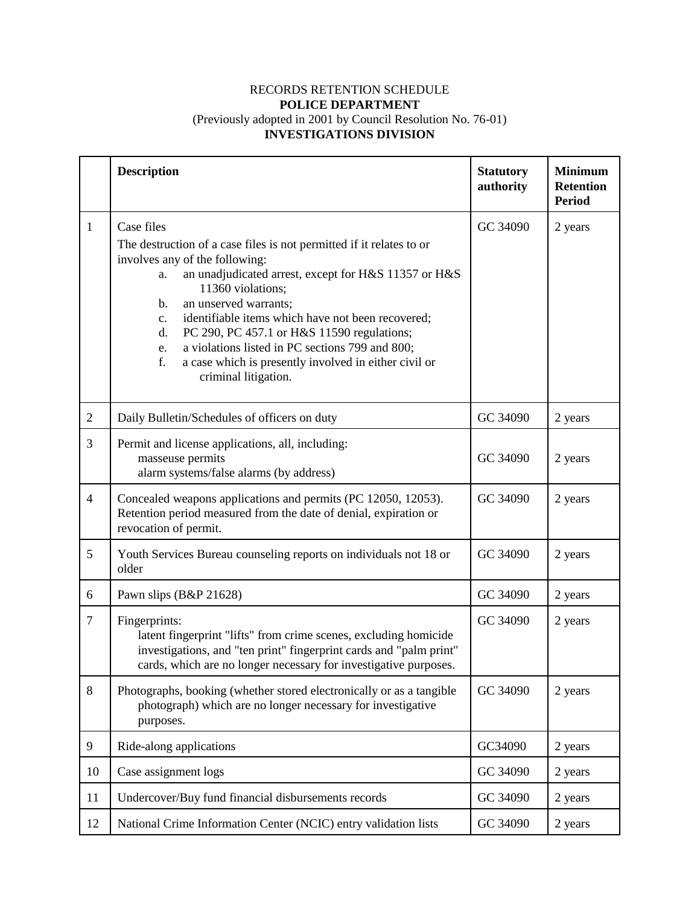RECORDS RETENTION SCHEDULE

**POLICE DEPARTMENT**

(Previously adopted in 2001 by Council Resolution No. 76-01)

**INVESTIGATIONS DIVISION**

| | **Description** | **Statutory authority** | **Minimum Retention Period** |
|---|---|---|---|
| 1 | Case files<br>The destruction of a case files is not permitted if it relates to or involves any of the following:<br>a. an unadjudicated arrest, except for H&S 11357 or H&S 11360 violations;<br>b. an unserved warrants;<br>c. identifiable items which have not been recovered;<br>d. PC 290, PC 457.1 or H&S 11590 regulations;<br>e. a violations listed in PC sections 799 and 800;<br>f. a case which is presently involved in either civil or criminal litigation. | GC 34090 | 2 years |
| 2 | Daily Bulletin/Schedules of officers on duty | GC 34090 | 2 years |
| 3 | Permit and license applications, all, including:<br>masseuse permits<br>alarm systems/false alarms (by address) | GC 34090 | 2 years |
| 4 | Concealed weapons applications and permits (PC 12050, 12053). Retention period measured from the date of denial, expiration or revocation of permit. | GC 34090 | 2 years |
| 5 | Youth Services Bureau counseling reports on individuals not 18 or older | GC 34090 | 2 years |
| 6 | Pawn slips (B&P 21628) | GC 34090 | 2 years |
| 7 | Fingerprints:<br>latent fingerprint "lifts" from crime scenes, excluding homicide investigations, and "ten print" fingerprint cards and "palm print" cards, which are no longer necessary for investigative purposes. | GC 34090 | 2 years |
| 8 | Photographs, booking (whether stored electronically or as a tangible photograph) which are no longer necessary for investigative purposes. | GC 34090 | 2 years |
| 9 | Ride-along applications | GC34090 | 2 years |
| 10 | Case assignment logs | GC 34090 | 2 years |
| 11 | Undercover/Buy fund financial disbursements records | GC 34090 | 2 years |
| 12 | National Crime Information Center (NCIC) entry validation lists | GC 34090 | 2 years |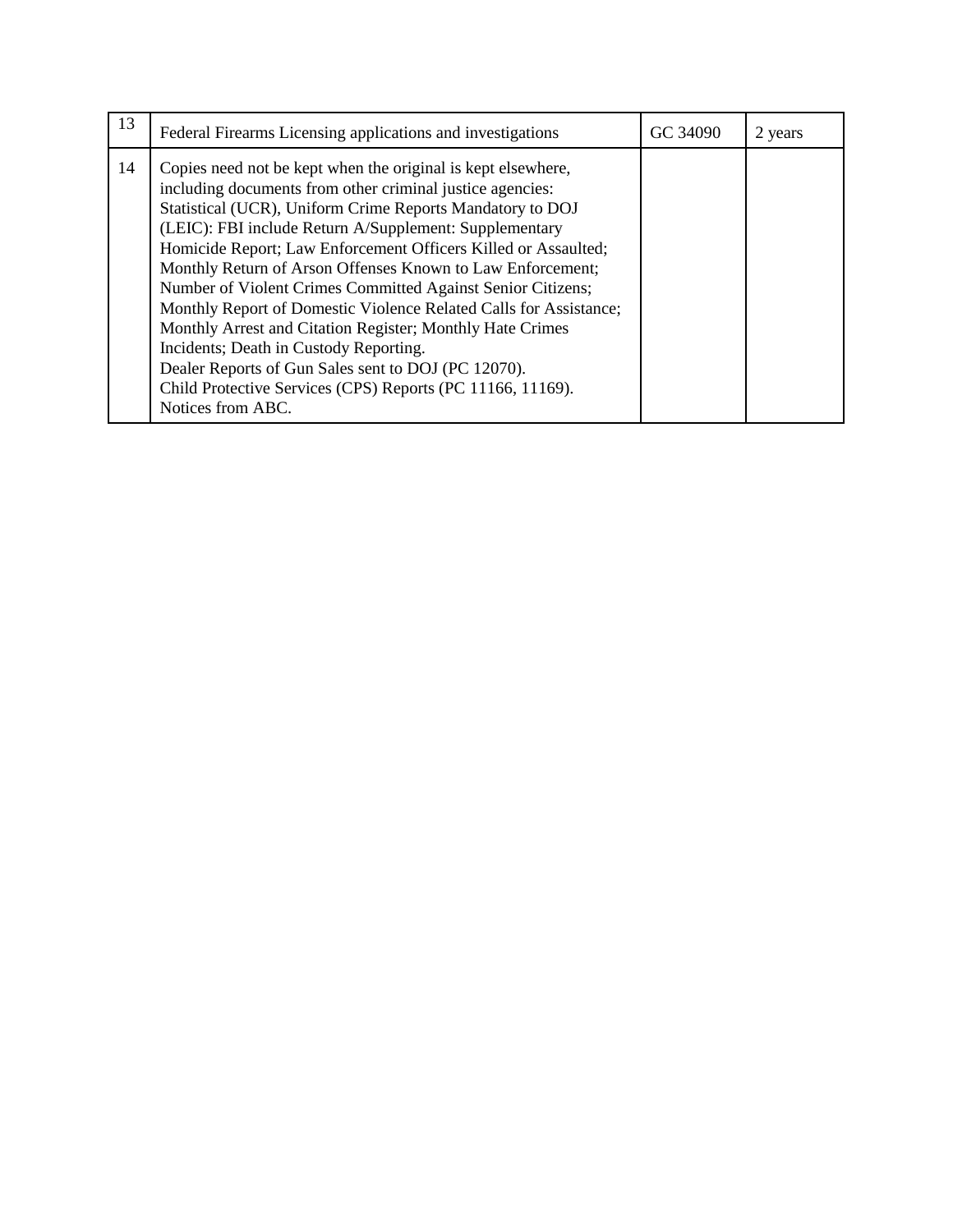| | | | |
|---|---|---|---|
| 13 | Federal Firearms Licensing applications and investigations | GC 34090 | 2 years |
| 14 | Copies need not be kept when the original is kept elsewhere, including documents from other criminal justice agencies: Statistical (UCR), Uniform Crime Reports Mandatory to DOJ (LEIC): FBI include Return A/Supplement: Supplementary Homicide Report; Law Enforcement Officers Killed or Assaulted; Monthly Return of Arson Offenses Known to Law Enforcement; Number of Violent Crimes Committed Against Senior Citizens; Monthly Report of Domestic Violence Related Calls for Assistance; Monthly Arrest and Citation Register; Monthly Hate Crimes Incidents; Death in Custody Reporting.<br>Dealer Reports of Gun Sales sent to DOJ (PC 12070).<br>Child Protective Services (CPS) Reports (PC 11166, 11169).<br>Notices from ABC. | | |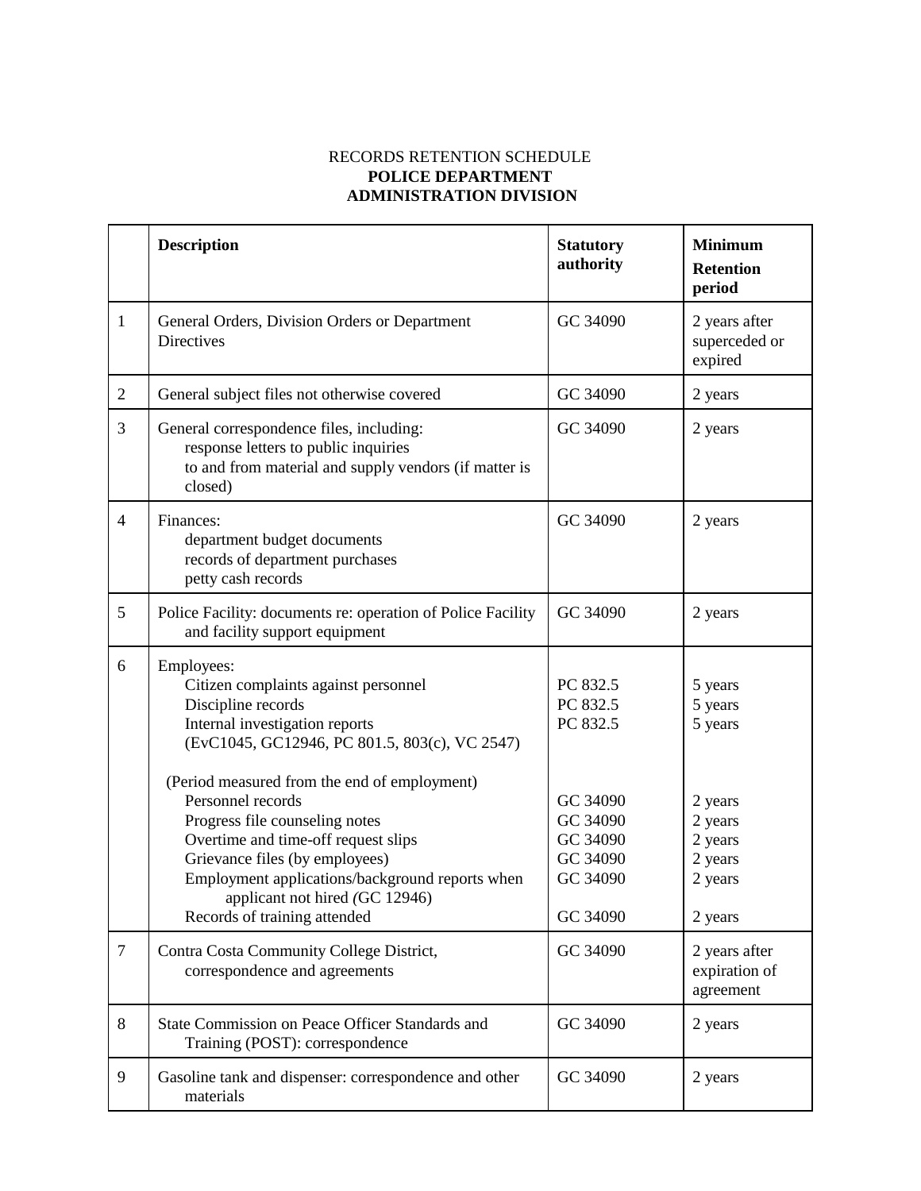RECORDS RETENTION SCHEDULE
**POLICE DEPARTMENT**
**ADMINISTRATION DIVISION**

| | **Description** | **Statutory authority** | **Minimum Retention period** |
|---|---|---|---|
| 1 | General Orders, Division Orders or Department Directives | GC 34090 | 2 years after superceded or expired |
| 2 | General subject files not otherwise covered | GC 34090 | 2 years |
| 3 | General correspondence files, including:<br>response letters to public inquiries<br>to and from material and supply vendors (if matter is closed) | GC 34090 | 2 years |
| 4 | Finances:<br>department budget documents<br>records of department purchases<br>petty cash records | GC 34090 | 2 years |
| 5 | Police Facility: documents re: operation of Police Facility and facility support equipment | GC 34090 | 2 years |
| 6 | Employees:<br>Citizen complaints against personnel<br>Discipline records<br>Internal investigation reports<br>(EvC1045, GC12946, PC 801.5, 803(c), VC 2547)<br><br>(Period measured from the end of employment)<br>Personnel records<br>Progress file counseling notes<br>Overtime and time-off request slips<br>Grievance files (by employees)<br>Employment applications/background reports when applicant not hired (GC 12946)<br>Records of training attended | <br>PC 832.5<br>PC 832.5<br>PC 832.5<br><br><br><br>GC 34090<br>GC 34090<br>GC 34090<br>GC 34090<br>GC 34090<br><br>GC 34090 | <br>5 years<br>5 years<br>5 years<br><br><br><br>2 years<br>2 years<br>2 years<br>2 years<br>2 years<br><br>2 years |
| 7 | Contra Costa Community College District, correspondence and agreements | GC 34090 | 2 years after expiration of agreement |
| 8 | State Commission on Peace Officer Standards and Training (POST): correspondence | GC 34090 | 2 years |
| 9 | Gasoline tank and dispenser: correspondence and other materials | GC 34090 | 2 years |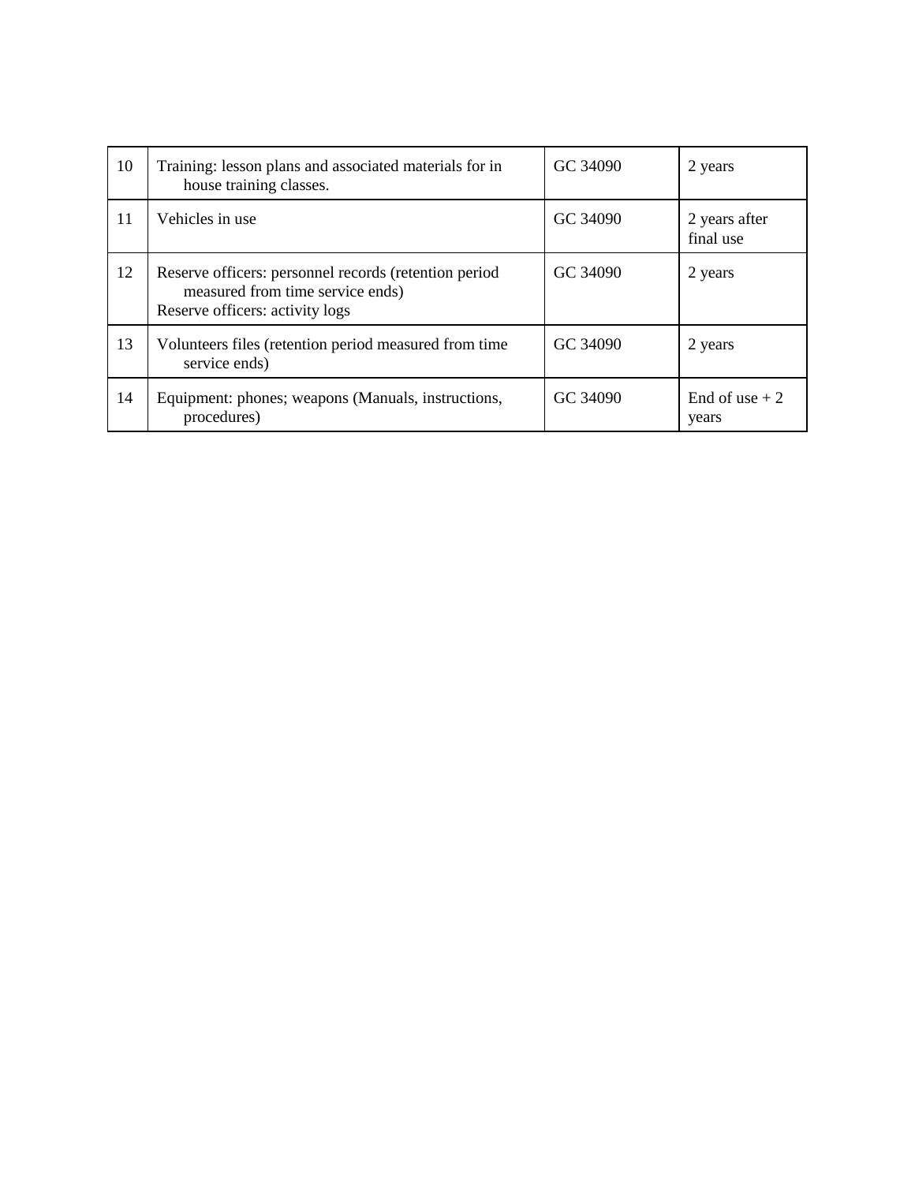| 10 | Training: lesson plans and associated materials for in house training classes. | GC 34090 | 2 years |
|---|---|---|---|
| 11 | Vehicles in use | GC 34090 | 2 years after final use |
| 12 | Reserve officers: personnel records (retention period measured from time service ends)<br>Reserve officers: activity logs | GC 34090 | 2 years |
| 13 | Volunteers files (retention period measured from time service ends) | GC 34090 | 2 years |
| 14 | Equipment: phones; weapons (Manuals, instructions, procedures) | GC 34090 | End of use + 2 years |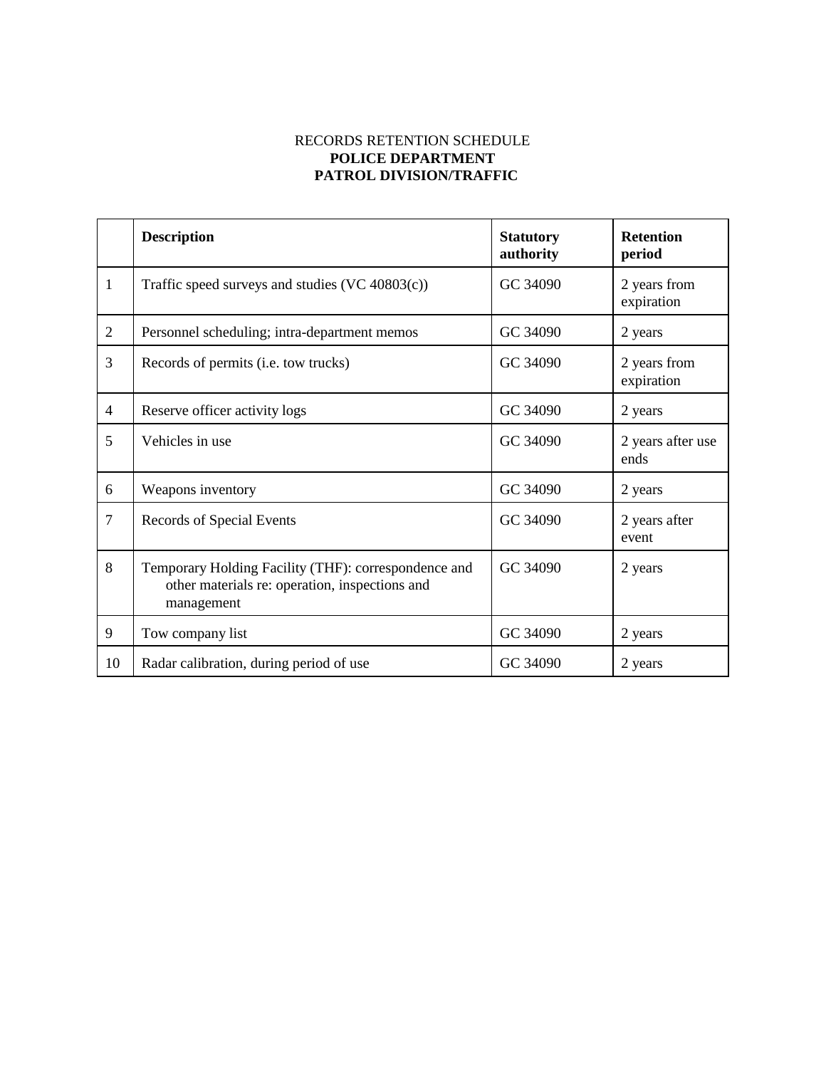RECORDS RETENTION SCHEDULE

**POLICE DEPARTMENT**

**PATROL DIVISION/TRAFFIC**

| | **Description** | **Statutory authority** | **Retention period** |
|---|---|---|---|
| 1 | Traffic speed surveys and studies (VC 40803(c)) | GC 34090 | 2 years from expiration |
| 2 | Personnel scheduling; intra-department memos | GC 34090 | 2 years |
| 3 | Records of permits (i.e. tow trucks) | GC 34090 | 2 years from expiration |
| 4 | Reserve officer activity logs | GC 34090 | 2 years |
| 5 | Vehicles in use | GC 34090 | 2 years after use ends |
| 6 | Weapons inventory | GC 34090 | 2 years |
| 7 | Records of Special Events | GC 34090 | 2 years after event |
| 8 | Temporary Holding Facility (THF): correspondence and other materials re: operation, inspections and management | GC 34090 | 2 years |
| 9 | Tow company list | GC 34090 | 2 years |
| 10 | Radar calibration, during period of use | GC 34090 | 2 years |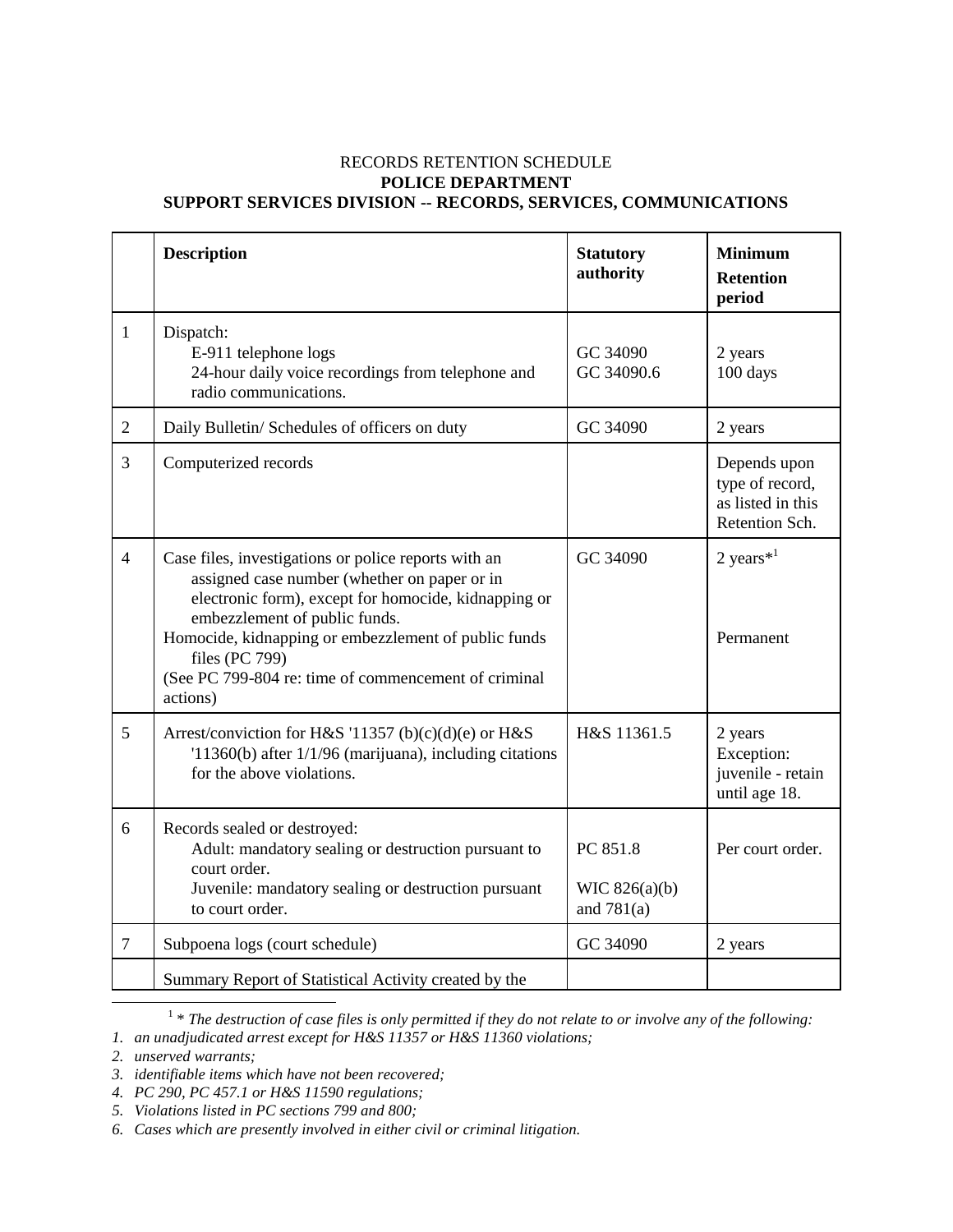RECORDS RETENTION SCHEDULE

**POLICE DEPARTMENT**

**SUPPORT SERVICES DIVISION -- RECORDS, SERVICES, COMMUNICATIONS**

| | **Description** | **Statutory authority** | **Minimum Retention period** |
|---|---|---|---|
| 1 | Dispatch:<br>E-911 telephone logs<br>24-hour daily voice recordings from telephone and radio communications. | <br>GC 34090<br>GC 34090.6 | <br>2 years<br>100 days |
| 2 | Daily Bulletin/ Schedules of officers on duty | GC 34090 | 2 years |
| 3 | Computerized records | | Depends upon type of record, as listed in this Retention Sch. |
| 4 | Case files, investigations or police reports with an assigned case number (whether on paper or in electronic form), except for homocide, kidnapping or embezzlement of public funds.<br>Homocide, kidnapping or embezzlement of public funds files (PC 799)<br>(See PC 799-804 re: time of commencement of criminal actions) | GC 34090 | 2 years*[1]<br><br><br>Permanent |
| 5 | Arrest/conviction for H&S '11357 (b)(c)(d)(e) or H&S '11360(b) after 1/1/96 (marijuana), including citations for the above violations. | H&S 11361.5 | 2 years<br>Exception: juvenile - retain until age 18. |
| 6 | Records sealed or destroyed:<br>Adult: mandatory sealing or destruction pursuant to court order.<br>Juvenile: mandatory sealing or destruction pursuant to court order. | <br>PC 851.8<br><br>WIC 826(a)(b) and 781(a) | <br>Per court order. |
| 7 | Subpoena logs (court schedule) | GC 34090 | 2 years |
| | Summary Report of Statistical Activity created by the | | |

[1] *\* The destruction of case files is only permitted if they do not relate to or involve any of the following:*

1. *an unadjudicated arrest except for H&S 11357 or H&S 11360 violations;*
2. *unserved warrants;*
3. *identifiable items which have not been recovered;*
4. *PC 290, PC 457.1 or H&S 11590 regulations;*
5. *Violations listed in PC sections 799 and 800;*
6. *Cases which are presently involved in either civil or criminal litigation.*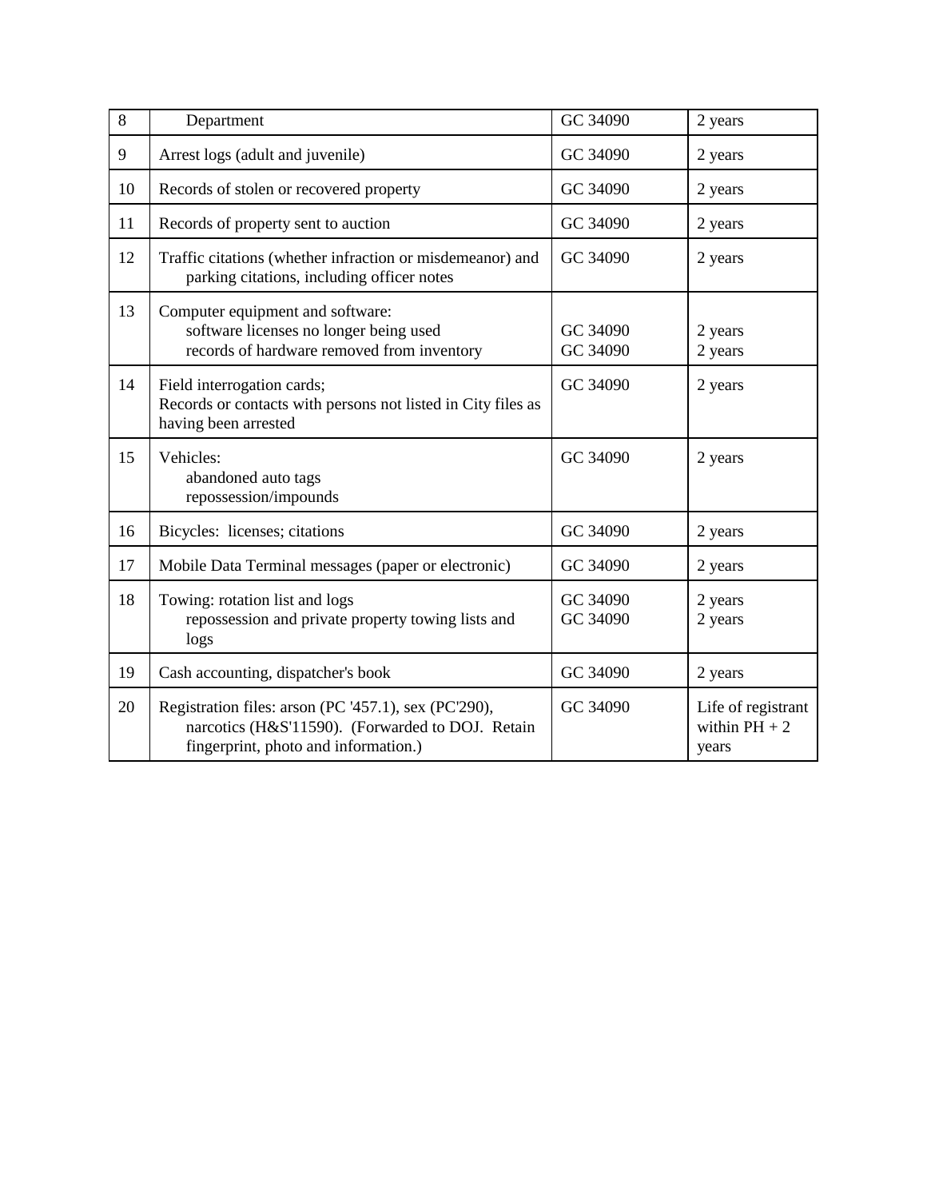| 8 | Department | GC 34090 | 2 years |
|---|---|---|---|
| 9 | Arrest logs (adult and juvenile) | GC 34090 | 2 years |
| 10 | Records of stolen or recovered property | GC 34090 | 2 years |
| 11 | Records of property sent to auction | GC 34090 | 2 years |
| 12 | Traffic citations (whether infraction or misdemeanor) and parking citations, including officer notes | GC 34090 | 2 years |
| 13 | Computer equipment and software:<br>software licenses no longer being used<br>records of hardware removed from inventory | <br>GC 34090<br>GC 34090 | <br>2 years<br>2 years |
| 14 | Field interrogation cards;<br>Records or contacts with persons not listed in City files as having been arrested | GC 34090 | 2 years |
| 15 | Vehicles:<br>abandoned auto tags<br>repossession/impounds | GC 34090 | 2 years |
| 16 | Bicycles: licenses; citations | GC 34090 | 2 years |
| 17 | Mobile Data Terminal messages (paper or electronic) | GC 34090 | 2 years |
| 18 | Towing: rotation list and logs<br>repossession and private property towing lists and logs | GC 34090<br>GC 34090 | 2 years<br>2 years |
| 19 | Cash accounting, dispatcher's book | GC 34090 | 2 years |
| 20 | Registration files: arson (PC '457.1), sex (PC'290), narcotics (H&S'11590). (Forwarded to DOJ. Retain fingerprint, photo and information.) | GC 34090 | Life of registrant within PH + 2 years |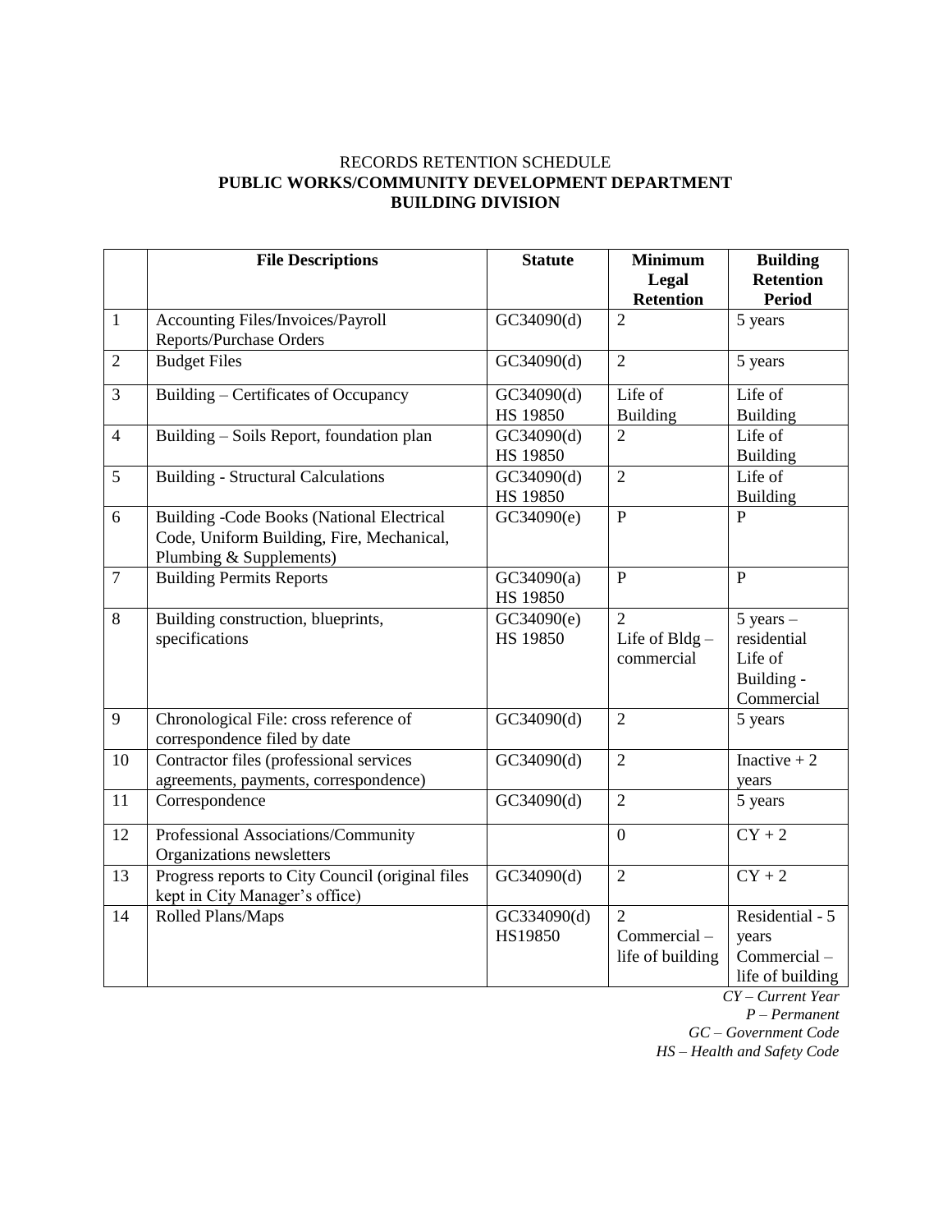RECORDS RETENTION SCHEDULE

**PUBLIC WORKS/COMMUNITY DEVELOPMENT DEPARTMENT**

**BUILDING DIVISION**

| | **File Descriptions** | **Statute** | **Minimum Legal Retention** | **Building Retention Period** |
|---|---|---|---|---|
| 1 | Accounting Files/Invoices/Payroll Reports/Purchase Orders | GC34090(d) | 2 | 5 years |
| 2 | Budget Files | GC34090(d) | 2 | 5 years |
| 3 | Building – Certificates of Occupancy | GC34090(d) HS 19850 | Life of Building | Life of Building |
| 4 | Building – Soils Report, foundation plan | GC34090(d) HS 19850 | 2 | Life of Building |
| 5 | Building - Structural Calculations | GC34090(d) HS 19850 | 2 | Life of Building |
| 6 | Building -Code Books (National Electrical Code, Uniform Building, Fire, Mechanical, Plumbing & Supplements) | GC34090(e) | P | P |
| 7 | Building Permits Reports | GC34090(a) HS 19850 | P | P |
| 8 | Building construction, blueprints, specifications | GC34090(e) HS 19850 | 2 Life of Bldg – commercial | 5 years – residential Life of Building - Commercial |
| 9 | Chronological File: cross reference of correspondence filed by date | GC34090(d) | 2 | 5 years |
| 10 | Contractor files (professional services agreements, payments, correspondence) | GC34090(d) | 2 | Inactive + 2 years |
| 11 | Correspondence | GC34090(d) | 2 | 5 years |
| 12 | Professional Associations/Community Organizations newsletters | | 0 | CY + 2 |
| 13 | Progress reports to City Council (original files kept in City Manager's office) | GC34090(d) | 2 | CY + 2 |
| 14 | Rolled Plans/Maps | GC334090(d) HS19850 | 2 Commercial – life of building | Residential - 5 years Commercial – life of building |

*CY – Current Year*
*P – Permanent*
*GC – Government Code*
*HS – Health and Safety Code*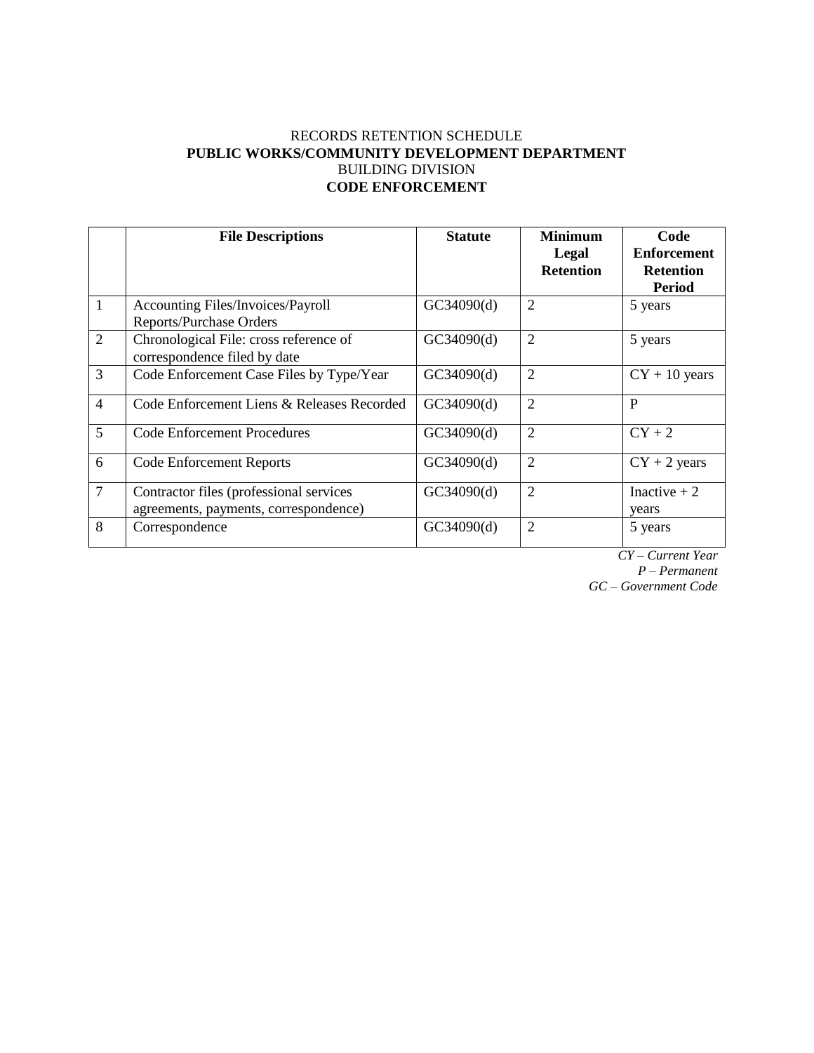RECORDS RETENTION SCHEDULE

**PUBLIC WORKS/COMMUNITY DEVELOPMENT DEPARTMENT**

BUILDING DIVISION

**CODE ENFORCEMENT**

| | **File Descriptions** | **Statute** | **Minimum Legal Retention** | **Code Enforcement Retention Period** |
|---|---|---|---|---|
| 1 | Accounting Files/Invoices/Payroll Reports/Purchase Orders | GC34090(d) | 2 | 5 years |
| 2 | Chronological File: cross reference of correspondence filed by date | GC34090(d) | 2 | 5 years |
| 3 | Code Enforcement Case Files by Type/Year | GC34090(d) | 2 | CY + 10 years |
| 4 | Code Enforcement Liens & Releases Recorded | GC34090(d) | 2 | P |
| 5 | Code Enforcement Procedures | GC34090(d) | 2 | CY + 2 |
| 6 | Code Enforcement Reports | GC34090(d) | 2 | CY + 2 years |
| 7 | Contractor files (professional services agreements, payments, correspondence) | GC34090(d) | 2 | Inactive + 2 years |
| 8 | Correspondence | GC34090(d) | 2 | 5 years |

*CY – Current Year*
*P – Permanent*
*GC – Government Code*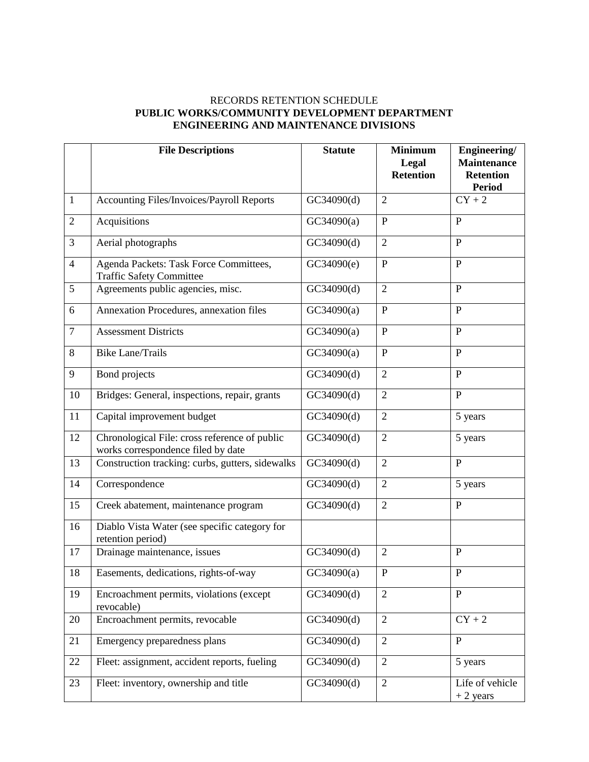RECORDS RETENTION SCHEDULE

**PUBLIC WORKS/COMMUNITY DEVELOPMENT DEPARTMENT**

**ENGINEERING AND MAINTENANCE DIVISIONS**

| | **File Descriptions** | **Statute** | **Minimum Legal Retention** | **Engineering/ Maintenance Retention Period** |
|---|---|---|---|---|
| 1 | Accounting Files/Invoices/Payroll Reports | GC34090(d) | 2 | CY + 2 |
| 2 | Acquisitions | GC34090(a) | P | P |
| 3 | Aerial photographs | GC34090(d) | 2 | P |
| 4 | Agenda Packets: Task Force Committees, Traffic Safety Committee | GC34090(e) | P | P |
| 5 | Agreements public agencies, misc. | GC34090(d) | 2 | P |
| 6 | Annexation Procedures, annexation files | GC34090(a) | P | P |
| 7 | Assessment Districts | GC34090(a) | P | P |
| 8 | Bike Lane/Trails | GC34090(a) | P | P |
| 9 | Bond projects | GC34090(d) | 2 | P |
| 10 | Bridges: General, inspections, repair, grants | GC34090(d) | 2 | P |
| 11 | Capital improvement budget | GC34090(d) | 2 | 5 years |
| 12 | Chronological File: cross reference of public works correspondence filed by date | GC34090(d) | 2 | 5 years |
| 13 | Construction tracking: curbs, gutters, sidewalks | GC34090(d) | 2 | P |
| 14 | Correspondence | GC34090(d) | 2 | 5 years |
| 15 | Creek abatement, maintenance program | GC34090(d) | 2 | P |
| 16 | Diablo Vista Water (see specific category for retention period) | | | |
| 17 | Drainage maintenance, issues | GC34090(d) | 2 | P |
| 18 | Easements, dedications, rights-of-way | GC34090(a) | P | P |
| 19 | Encroachment permits, violations (except revocable) | GC34090(d) | 2 | P |
| 20 | Encroachment permits, revocable | GC34090(d) | 2 | CY + 2 |
| 21 | Emergency preparedness plans | GC34090(d) | 2 | P |
| 22 | Fleet: assignment, accident reports, fueling | GC34090(d) | 2 | 5 years |
| 23 | Fleet: inventory, ownership and title | GC34090(d) | 2 | Life of vehicle + 2 years |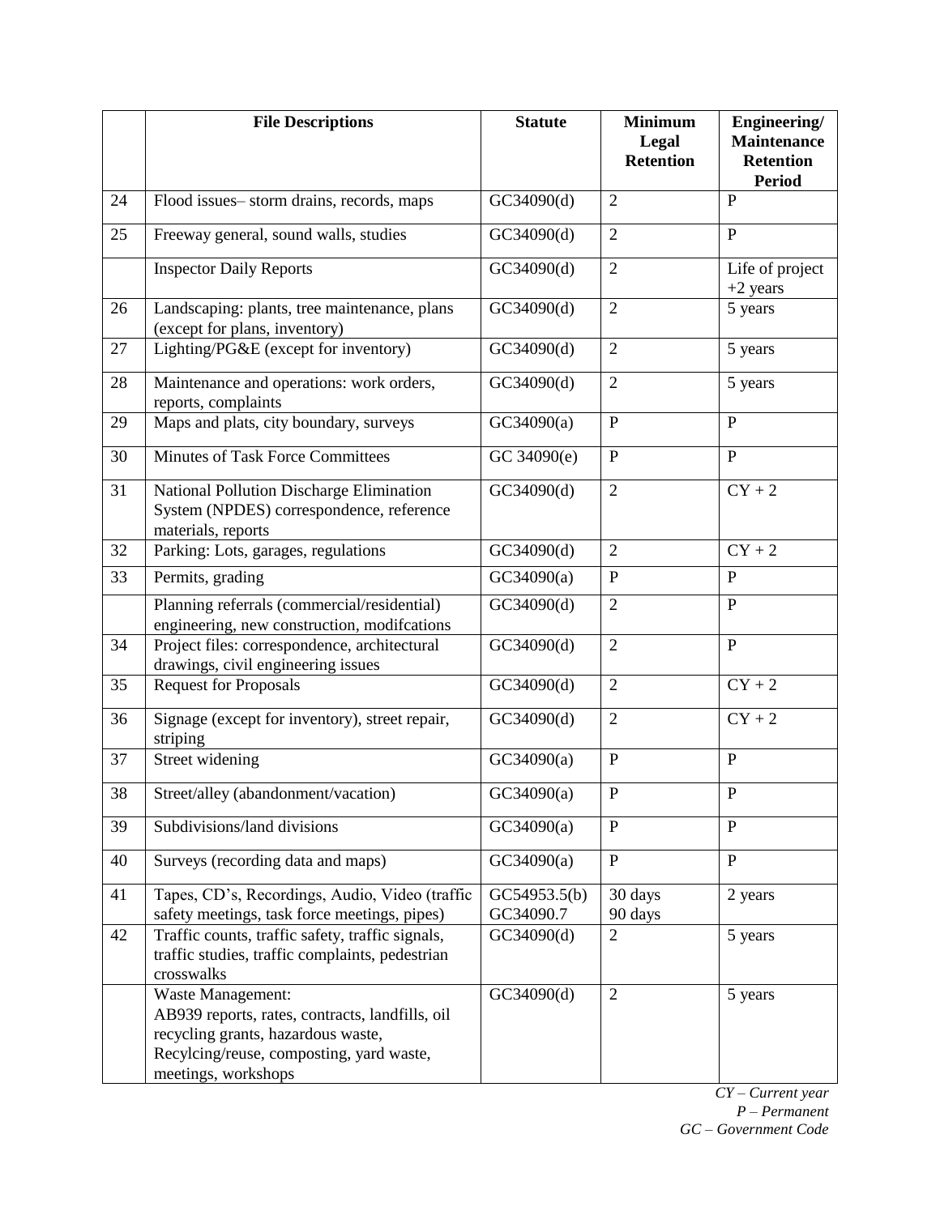| | File Descriptions | Statute | Minimum Legal Retention | Engineering/ Maintenance Retention Period |
|---|---|---|---|---|
| 24 | Flood issues– storm drains, records, maps | GC34090(d) | 2 | P |
| 25 | Freeway general, sound walls, studies | GC34090(d) | 2 | P |
| | Inspector Daily Reports | GC34090(d) | 2 | Life of project +2 years |
| 26 | Landscaping: plants, tree maintenance, plans (except for plans, inventory) | GC34090(d) | 2 | 5 years |
| 27 | Lighting/PG&E (except for inventory) | GC34090(d) | 2 | 5 years |
| 28 | Maintenance and operations: work orders, reports, complaints | GC34090(d) | 2 | 5 years |
| 29 | Maps and plats, city boundary, surveys | GC34090(a) | P | P |
| 30 | Minutes of Task Force Committees | GC 34090(e) | P | P |
| 31 | National Pollution Discharge Elimination System (NPDES) correspondence, reference materials, reports | GC34090(d) | 2 | CY + 2 |
| 32 | Parking: Lots, garages, regulations | GC34090(d) | 2 | CY + 2 |
| 33 | Permits, grading | GC34090(a) | P | P |
| | Planning referrals (commercial/residential) engineering, new construction, modifcations | GC34090(d) | 2 | P |
| 34 | Project files: correspondence, architectural drawings, civil engineering issues | GC34090(d) | 2 | P |
| 35 | Request for Proposals | GC34090(d) | 2 | CY + 2 |
| 36 | Signage (except for inventory), street repair, striping | GC34090(d) | 2 | CY + 2 |
| 37 | Street widening | GC34090(a) | P | P |
| 38 | Street/alley (abandonment/vacation) | GC34090(a) | P | P |
| 39 | Subdivisions/land divisions | GC34090(a) | P | P |
| 40 | Surveys (recording data and maps) | GC34090(a) | P | P |
| 41 | Tapes, CD's, Recordings, Audio, Video (traffic safety meetings, task force meetings, pipes) | GC54953.5(b) GC34090.7 | 30 days 90 days | 2 years |
| 42 | Traffic counts, traffic safety, traffic signals, traffic studies, traffic complaints, pedestrian crosswalks | GC34090(d) | 2 | 5 years |
| | Waste Management: AB939 reports, rates, contracts, landfills, oil recycling grants, hazardous waste, Recylcing/reuse, composting, yard waste, meetings, workshops | GC34090(d) | 2 | 5 years |

*CY – Current year*
*P – Permanent*
*GC – Government Code*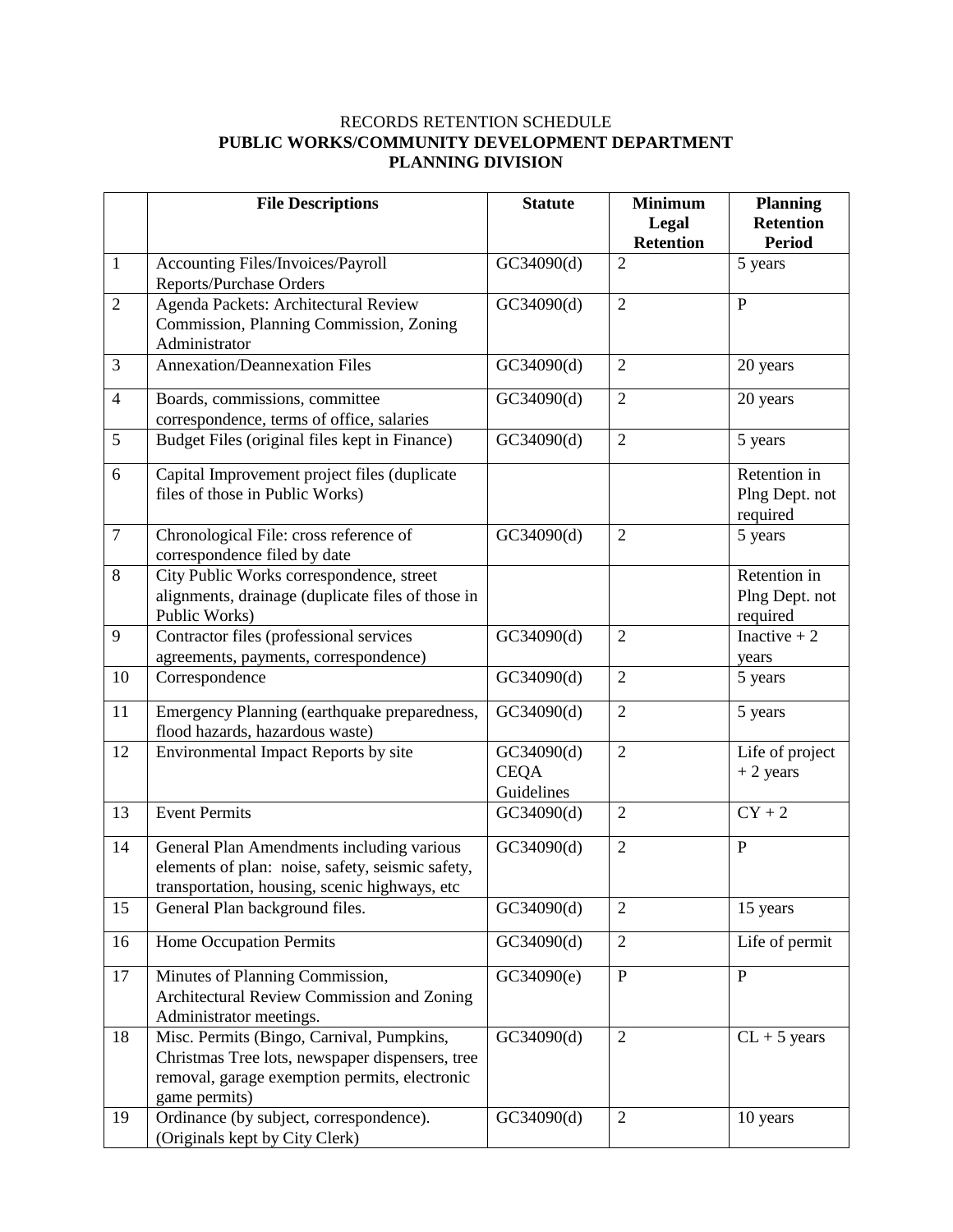RECORDS RETENTION SCHEDULE
**PUBLIC WORKS/COMMUNITY DEVELOPMENT DEPARTMENT**
**PLANNING DIVISION**

| | File Descriptions | Statute | Minimum Legal Retention | Planning Retention Period |
|---|---|---|---|---|
| 1 | Accounting Files/Invoices/Payroll Reports/Purchase Orders | GC34090(d) | 2 | 5 years |
| 2 | Agenda Packets: Architectural Review Commission, Planning Commission, Zoning Administrator | GC34090(d) | 2 | P |
| 3 | Annexation/Deannexation Files | GC34090(d) | 2 | 20 years |
| 4 | Boards, commissions, committee correspondence, terms of office, salaries | GC34090(d) | 2 | 20 years |
| 5 | Budget Files (original files kept in Finance) | GC34090(d) | 2 | 5 years |
| 6 | Capital Improvement project files (duplicate files of those in Public Works) | | | Retention in Plng Dept. not required |
| 7 | Chronological File: cross reference of correspondence filed by date | GC34090(d) | 2 | 5 years |
| 8 | City Public Works correspondence, street alignments, drainage (duplicate files of those in Public Works) | | | Retention in Plng Dept. not required |
| 9 | Contractor files (professional services agreements, payments, correspondence) | GC34090(d) | 2 | Inactive + 2 years |
| 10 | Correspondence | GC34090(d) | 2 | 5 years |
| 11 | Emergency Planning (earthquake preparedness, flood hazards, hazardous waste) | GC34090(d) | 2 | 5 years |
| 12 | Environmental Impact Reports by site | GC34090(d) CEQA Guidelines | 2 | Life of project + 2 years |
| 13 | Event Permits | GC34090(d) | 2 | CY + 2 |
| 14 | General Plan Amendments including various elements of plan: noise, safety, seismic safety, transportation, housing, scenic highways, etc | GC34090(d) | 2 | P |
| 15 | General Plan background files. | GC34090(d) | 2 | 15 years |
| 16 | Home Occupation Permits | GC34090(d) | 2 | Life of permit |
| 17 | Minutes of Planning Commission, Architectural Review Commission and Zoning Administrator meetings. | GC34090(e) | P | P |
| 18 | Misc. Permits (Bingo, Carnival, Pumpkins, Christmas Tree lots, newspaper dispensers, tree removal, garage exemption permits, electronic game permits) | GC34090(d) | 2 | CL + 5 years |
| 19 | Ordinance (by subject, correspondence). (Originals kept by City Clerk) | GC34090(d) | 2 | 10 years |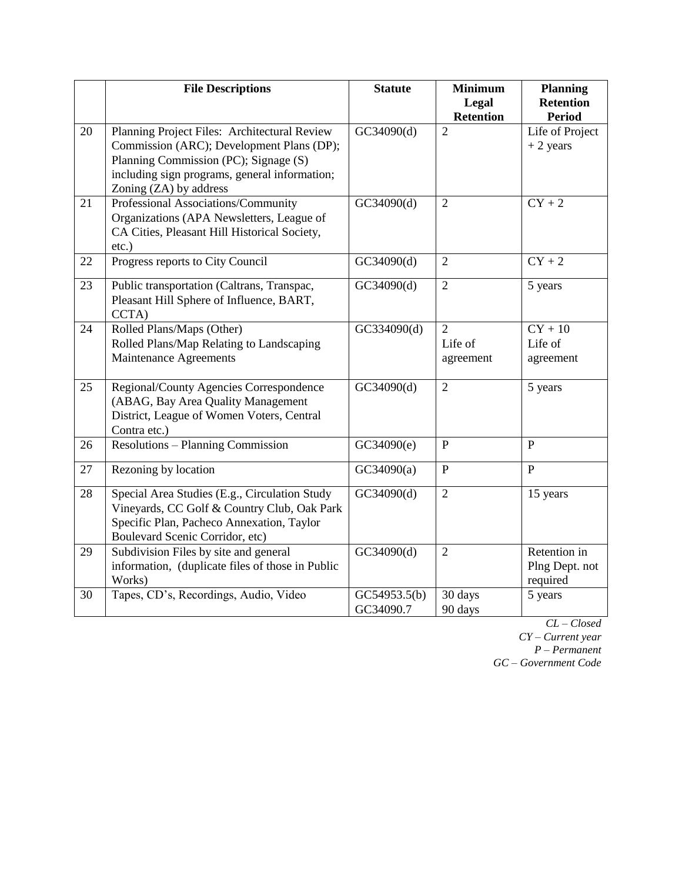| | File Descriptions | Statute | Minimum Legal Retention | Planning Retention Period |
|---|---|---|---|---|
| 20 | Planning Project Files: Architectural Review Commission (ARC); Development Plans (DP); Planning Commission (PC); Signage (S) including sign programs, general information; Zoning (ZA) by address | GC34090(d) | 2 | Life of Project + 2 years |
| 21 | Professional Associations/Community Organizations (APA Newsletters, League of CA Cities, Pleasant Hill Historical Society, etc.) | GC34090(d) | 2 | CY + 2 |
| 22 | Progress reports to City Council | GC34090(d) | 2 | CY + 2 |
| 23 | Public transportation (Caltrans, Transpac, Pleasant Hill Sphere of Influence, BART, CCTA) | GC34090(d) | 2 | 5 years |
| 24 | Rolled Plans/Maps (Other)<br>Rolled Plans/Map Relating to Landscaping Maintenance Agreements | GC334090(d) | 2<br>Life of agreement | CY + 10<br>Life of agreement |
| 25 | Regional/County Agencies Correspondence (ABAG, Bay Area Quality Management District, League of Women Voters, Central Contra etc.) | GC34090(d) | 2 | 5 years |
| 26 | Resolutions – Planning Commission | GC34090(e) | P | P |
| 27 | Rezoning by location | GC34090(a) | P | P |
| 28 | Special Area Studies (E.g., Circulation Study Vineyards, CC Golf & Country Club, Oak Park Specific Plan, Pacheco Annexation, Taylor Boulevard Scenic Corridor, etc) | GC34090(d) | 2 | 15 years |
| 29 | Subdivision Files by site and general information, (duplicate files of those in Public Works) | GC34090(d) | 2 | Retention in Plng Dept. not required |
| 30 | Tapes, CD's, Recordings, Audio, Video | GC54953.5(b)<br>GC34090.7 | 30 days<br>90 days | 5 years |

*CL – Closed*
*CY – Current year*
*P – Permanent*
*GC – Government Code*